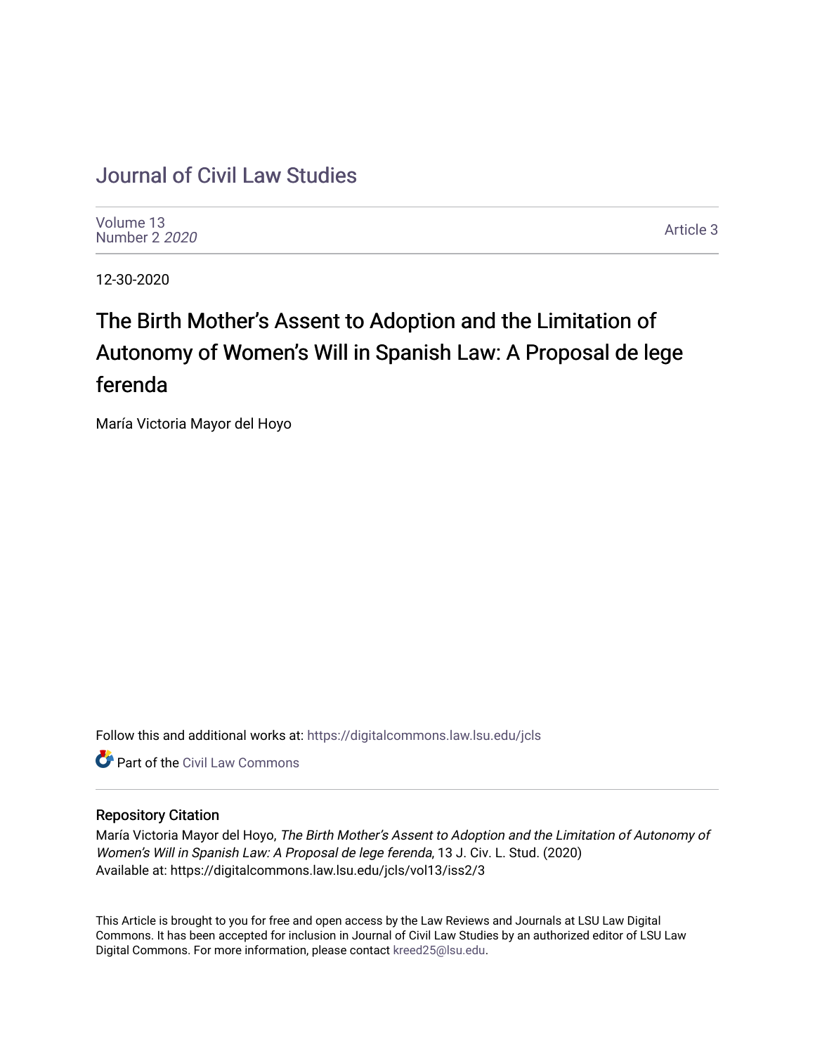# Journal of Civil Law Studies

Volume 13
Number 2 *2020*

Article 3

12-30-2020

## The Birth Mother's Assent to Adoption and the Limitation of Autonomy of Women's Will in Spanish Law: A Proposal de lege ferenda

María Victoria Mayor del Hoyo

Follow this and additional works at: https://digitalcommons.law.lsu.edu/jcls

Part of the Civil Law Commons

### Repository Citation

María Victoria Mayor del Hoyo, *The Birth Mother's Assent to Adoption and the Limitation of Autonomy of Women's Will in Spanish Law: A Proposal de lege ferenda*, 13 J. Civ. L. Stud. (2020)
Available at: https://digitalcommons.law.lsu.edu/jcls/vol13/iss2/3

This Article is brought to you for free and open access by the Law Reviews and Journals at LSU Law Digital Commons. It has been accepted for inclusion in Journal of Civil Law Studies by an authorized editor of LSU Law Digital Commons. For more information, please contact kreed25@lsu.edu.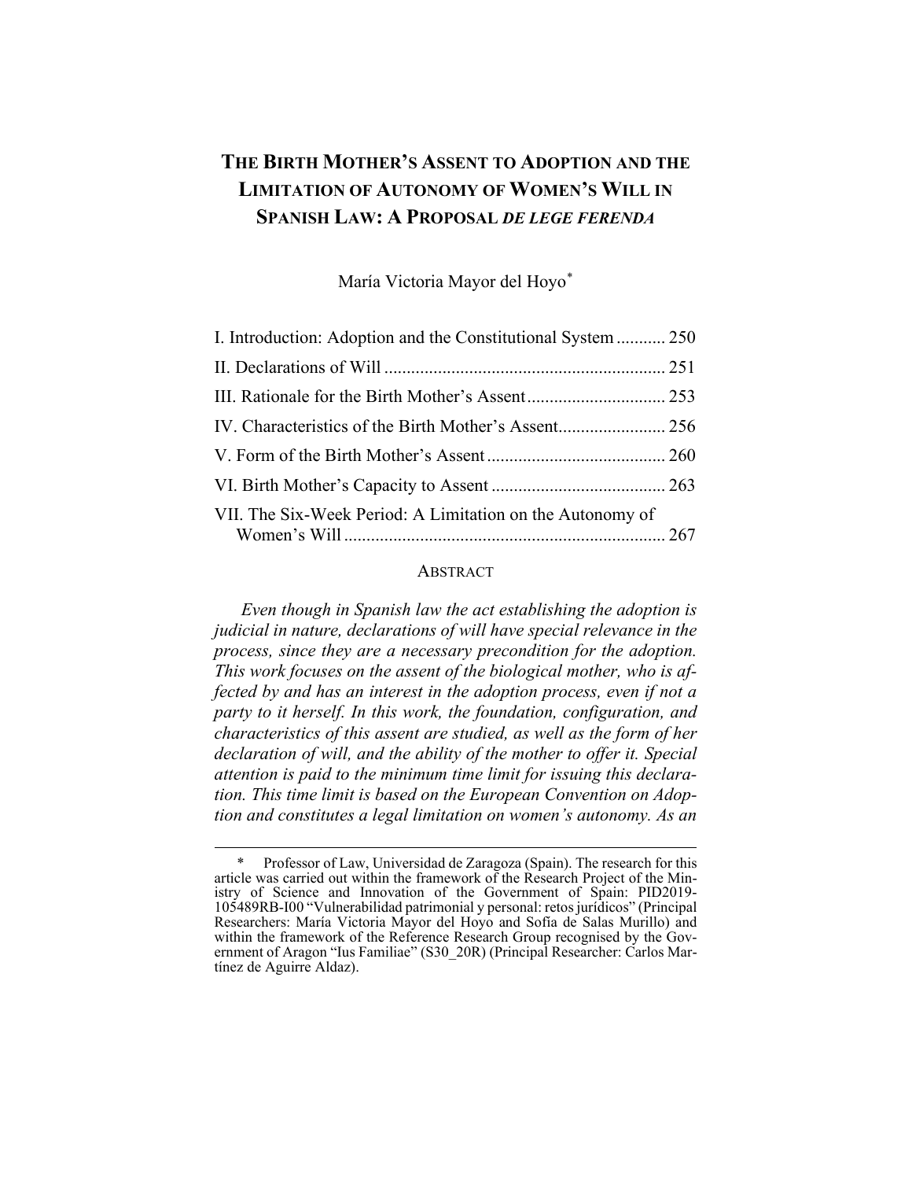# THE BIRTH MOTHER'S ASSENT TO ADOPTION AND THE LIMITATION OF AUTONOMY OF WOMEN'S WILL IN SPANISH LAW: A PROPOSAL *DE LEGE FERENDA*

María Victoria Mayor del Hoyo*

I. Introduction: Adoption and the Constitutional System ........... 250

II. Declarations of Will ........................................................... 251

III. Rationale for the Birth Mother's Assent ............................ 253

IV. Characteristics of the Birth Mother's Assent........................ 256

V. Form of the Birth Mother's Assent ........................................ 260

VI. Birth Mother's Capacity to Assent ....................................... 263

VII. The Six-Week Period: A Limitation on the Autonomy of Women's Will ........................................................................ 267

## ABSTRACT

*Even though in Spanish law the act establishing the adoption is judicial in nature, declarations of will have special relevance in the process, since they are a necessary precondition for the adoption. This work focuses on the assent of the biological mother, who is affected by and has an interest in the adoption process, even if not a party to it herself. In this work, the foundation, configuration, and characteristics of this assent are studied, as well as the form of her declaration of will, and the ability of the mother to offer it. Special attention is paid to the minimum time limit for issuing this declaration. This time limit is based on the European Convention on Adoption and constitutes a legal limitation on women's autonomy. As an*

---

\* Professor of Law, Universidad de Zaragoza (Spain). The research for this article was carried out within the framework of the Research Project of the Ministry of Science and Innovation of the Government of Spain: PID2019-105489RB-I00 "Vulnerabilidad patrimonial y personal: retos jurídicos" (Principal Researchers: María Victoria Mayor del Hoyo and Sofía de Salas Murillo) and within the framework of the Reference Research Group recognised by the Government of Aragon "Ius Familiae" (S30_20R) (Principal Researcher: Carlos Martínez de Aguirre Aldaz).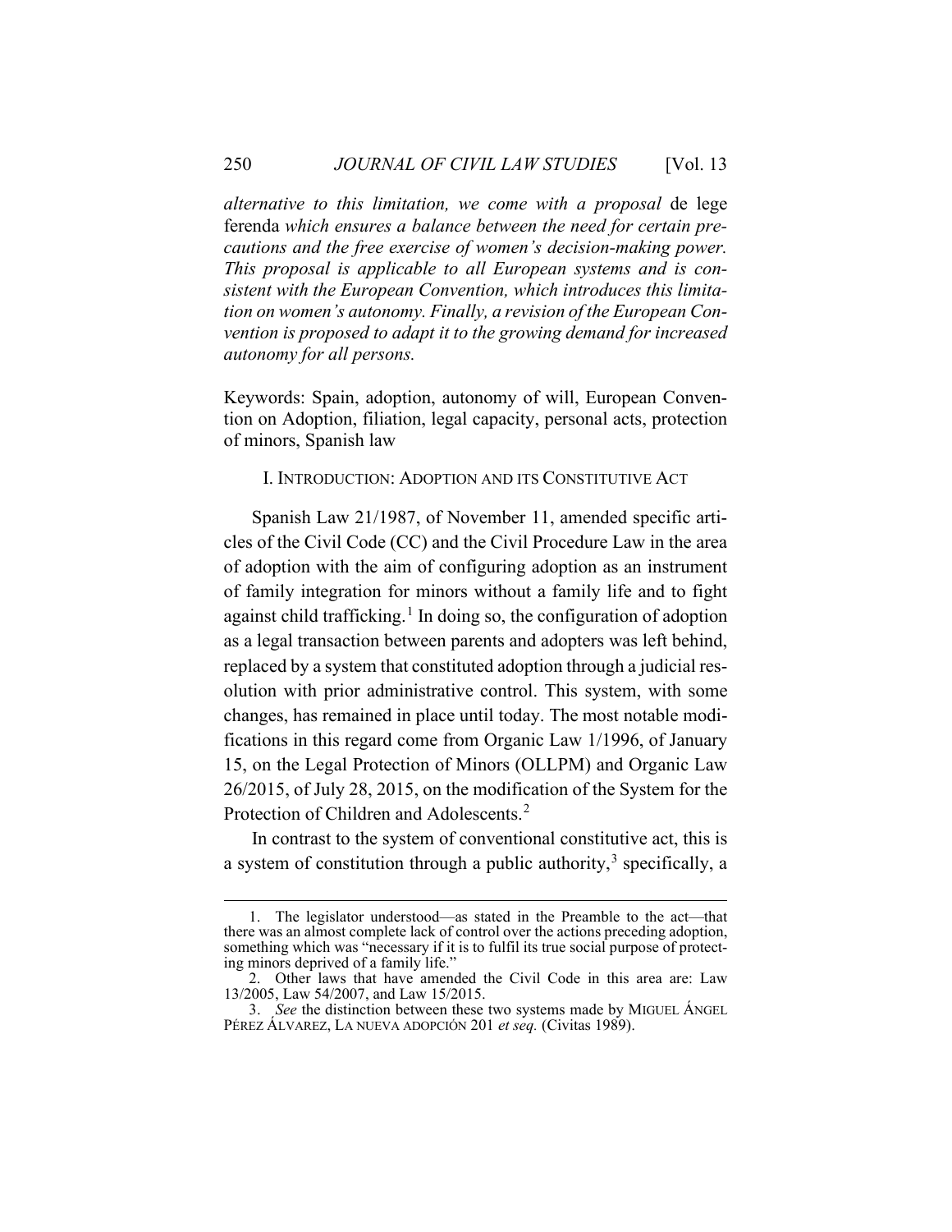*alternative to this limitation, we come with a proposal* de lege ferenda *which ensures a balance between the need for certain precautions and the free exercise of women's decision-making power. This proposal is applicable to all European systems and is consistent with the European Convention, which introduces this limitation on women's autonomy. Finally, a revision of the European Convention is proposed to adapt it to the growing demand for increased autonomy for all persons.*

Keywords: Spain, adoption, autonomy of will, European Convention on Adoption, filiation, legal capacity, personal acts, protection of minors, Spanish law

## I. Introduction: Adoption and its Constitutive Act

Spanish Law 21/1987, of November 11, amended specific articles of the Civil Code (CC) and the Civil Procedure Law in the area of adoption with the aim of configuring adoption as an instrument of family integration for minors without a family life and to fight against child trafficking.[1] In doing so, the configuration of adoption as a legal transaction between parents and adopters was left behind, replaced by a system that constituted adoption through a judicial resolution with prior administrative control. This system, with some changes, has remained in place until today. The most notable modifications in this regard come from Organic Law 1/1996, of January 15, on the Legal Protection of Minors (OLLPM) and Organic Law 26/2015, of July 28, 2015, on the modification of the System for the Protection of Children and Adolescents.[2]

In contrast to the system of conventional constitutive act, this is a system of constitution through a public authority,[3] specifically, a

---

1. The legislator understood—as stated in the Preamble to the act—that there was an almost complete lack of control over the actions preceding adoption, something which was "necessary if it is to fulfil its true social purpose of protecting minors deprived of a family life."

2. Other laws that have amended the Civil Code in this area are: Law 13/2005, Law 54/2007, and Law 15/2015.

3. *See* the distinction between these two systems made by MIGUEL ÁNGEL PÉREZ ÁLVAREZ, LA NUEVA ADOPCIÓN 201 *et seq.* (Civitas 1989).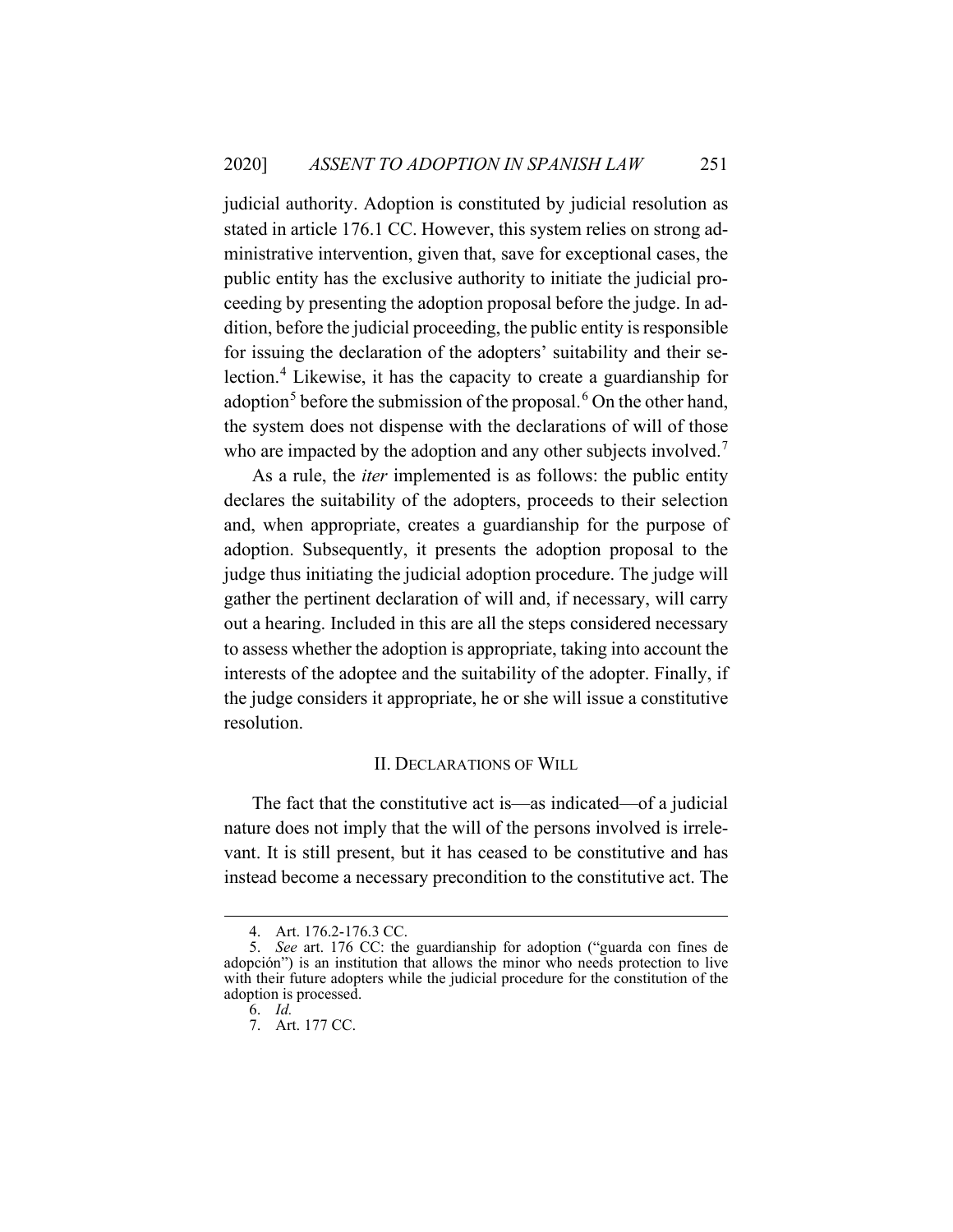judicial authority. Adoption is constituted by judicial resolution as stated in article 176.1 CC. However, this system relies on strong administrative intervention, given that, save for exceptional cases, the public entity has the exclusive authority to initiate the judicial proceeding by presenting the adoption proposal before the judge. In addition, before the judicial proceeding, the public entity is responsible for issuing the declaration of the adopters' suitability and their selection.[4] Likewise, it has the capacity to create a guardianship for adoption[5] before the submission of the proposal.[6] On the other hand, the system does not dispense with the declarations of will of those who are impacted by the adoption and any other subjects involved.[7]

As a rule, the *iter* implemented is as follows: the public entity declares the suitability of the adopters, proceeds to their selection and, when appropriate, creates a guardianship for the purpose of adoption. Subsequently, it presents the adoption proposal to the judge thus initiating the judicial adoption procedure. The judge will gather the pertinent declaration of will and, if necessary, will carry out a hearing. Included in this are all the steps considered necessary to assess whether the adoption is appropriate, taking into account the interests of the adoptee and the suitability of the adopter. Finally, if the judge considers it appropriate, he or she will issue a constitutive resolution.

## II. Declarations of Will

The fact that the constitutive act is—as indicated—of a judicial nature does not imply that the will of the persons involved is irrelevant. It is still present, but it has ceased to be constitutive and has instead become a necessary precondition to the constitutive act. The

---

4. Art. 176.2-176.3 CC.
5. *See* art. 176 CC: the guardianship for adoption ("guarda con fines de adopción") is an institution that allows the minor who needs protection to live with their future adopters while the judicial procedure for the constitution of the adoption is processed.
6. *Id.*
7. Art. 177 CC.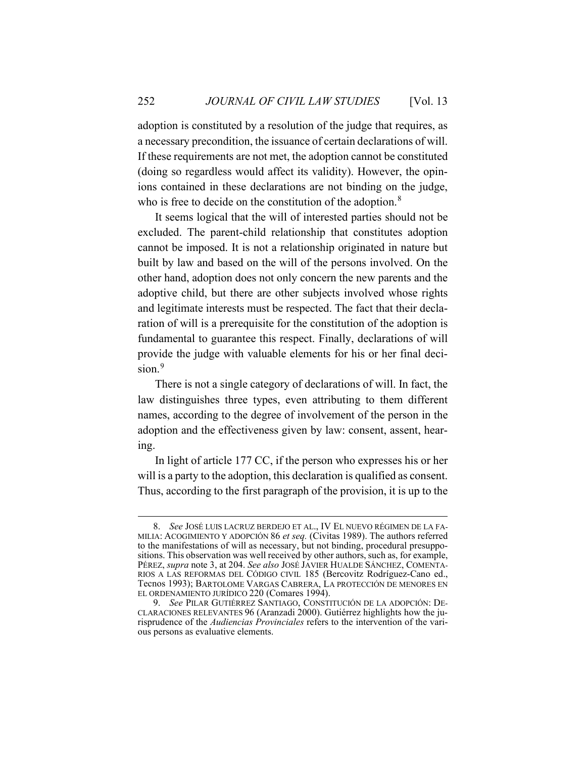adoption is constituted by a resolution of the judge that requires, as a necessary precondition, the issuance of certain declarations of will. If these requirements are not met, the adoption cannot be constituted (doing so regardless would affect its validity). However, the opinions contained in these declarations are not binding on the judge, who is free to decide on the constitution of the adoption.[8]

It seems logical that the will of interested parties should not be excluded. The parent-child relationship that constitutes adoption cannot be imposed. It is not a relationship originated in nature but built by law and based on the will of the persons involved. On the other hand, adoption does not only concern the new parents and the adoptive child, but there are other subjects involved whose rights and legitimate interests must be respected. The fact that their declaration of will is a prerequisite for the constitution of the adoption is fundamental to guarantee this respect. Finally, declarations of will provide the judge with valuable elements for his or her final decision.[9]

There is not a single category of declarations of will. In fact, the law distinguishes three types, even attributing to them different names, according to the degree of involvement of the person in the adoption and the effectiveness given by law: consent, assent, hearing.

In light of article 177 CC, if the person who expresses his or her will is a party to the adoption, this declaration is qualified as consent. Thus, according to the first paragraph of the provision, it is up to the

---

8. *See* JOSÉ LUIS LACRUZ BERDEJO ET AL., IV EL NUEVO RÉGIMEN DE LA FAMILIA: ACOGIMIENTO Y ADOPCIÓN 86 *et seq.* (Civitas 1989). The authors referred to the manifestations of will as necessary, but not binding, procedural presuppositions. This observation was well received by other authors, such as, for example, PÉREZ, *supra* note 3, at 204. *See also* JOSÉ JAVIER HUALDE SÁNCHEZ, COMENTARIOS A LAS REFORMAS DEL CÓDIGO CIVIL 185 (Bercovitz Rodríguez-Cano ed., Tecnos 1993); BARTOLOME VARGAS CABRERA, LA PROTECCIÓN DE MENORES EN EL ORDENAMIENTO JURÍDICO 220 (Comares 1994).

9. *See* PILAR GUTIÉRREZ SANTIAGO, CONSTITUCIÓN DE LA ADOPCIÓN: DECLARACIONES RELEVANTES 96 (Aranzadi 2000). Gutiérrez highlights how the jurisprudence of the *Audiencias Provinciales* refers to the intervention of the various persons as evaluative elements.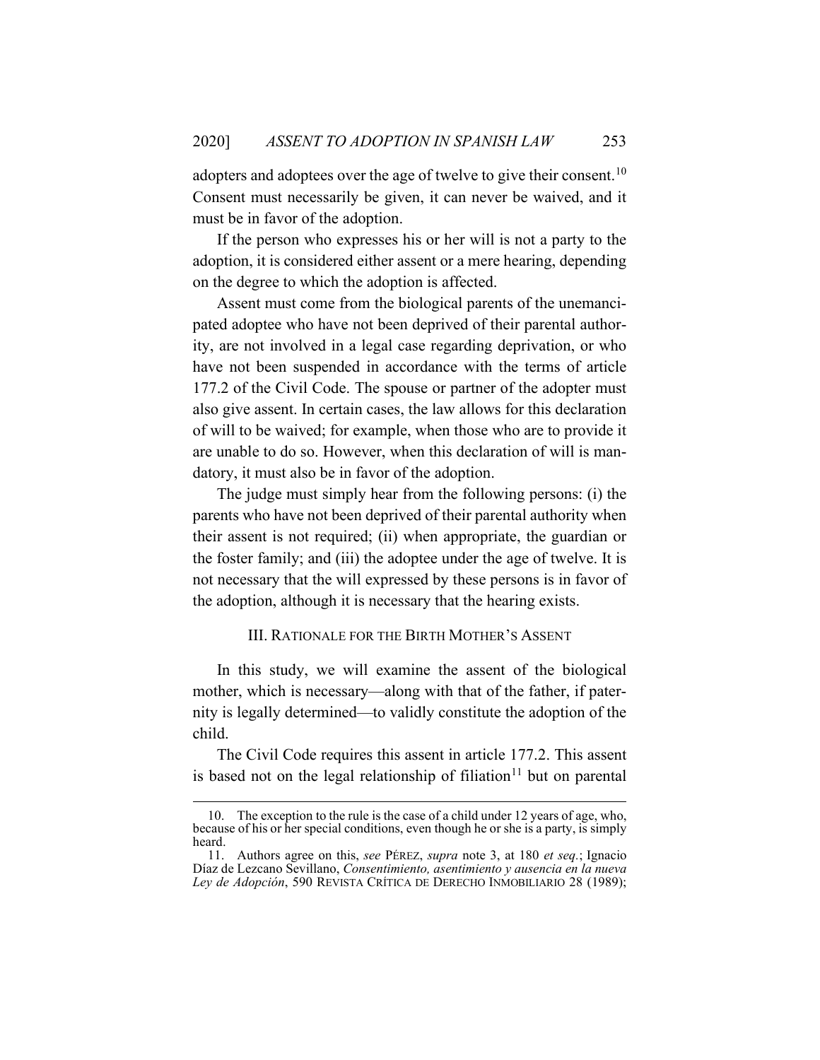adopters and adoptees over the age of twelve to give their consent.[10] Consent must necessarily be given, it can never be waived, and it must be in favor of the adoption.

If the person who expresses his or her will is not a party to the adoption, it is considered either assent or a mere hearing, depending on the degree to which the adoption is affected.

Assent must come from the biological parents of the unemancipated adoptee who have not been deprived of their parental authority, are not involved in a legal case regarding deprivation, or who have not been suspended in accordance with the terms of article 177.2 of the Civil Code. The spouse or partner of the adopter must also give assent. In certain cases, the law allows for this declaration of will to be waived; for example, when those who are to provide it are unable to do so. However, when this declaration of will is mandatory, it must also be in favor of the adoption.

The judge must simply hear from the following persons: (i) the parents who have not been deprived of their parental authority when their assent is not required; (ii) when appropriate, the guardian or the foster family; and (iii) the adoptee under the age of twelve. It is not necessary that the will expressed by these persons is in favor of the adoption, although it is necessary that the hearing exists.

## III. Rationale for the Birth Mother's Assent

In this study, we will examine the assent of the biological mother, which is necessary—along with that of the father, if paternity is legally determined—to validly constitute the adoption of the child.

The Civil Code requires this assent in article 177.2. This assent is based not on the legal relationship of filiation[11] but on parental

---

10. The exception to the rule is the case of a child under 12 years of age, who, because of his or her special conditions, even though he or she is a party, is simply heard.

11. Authors agree on this, *see* PÉREZ, *supra* note 3, at 180 *et seq.*; Ignacio Díaz de Lezcano Sevillano, *Consentimiento, asentimiento y ausencia en la nueva Ley de Adopción*, 590 REVISTA CRÍTICA DE DERECHO INMOBILIARIO 28 (1989);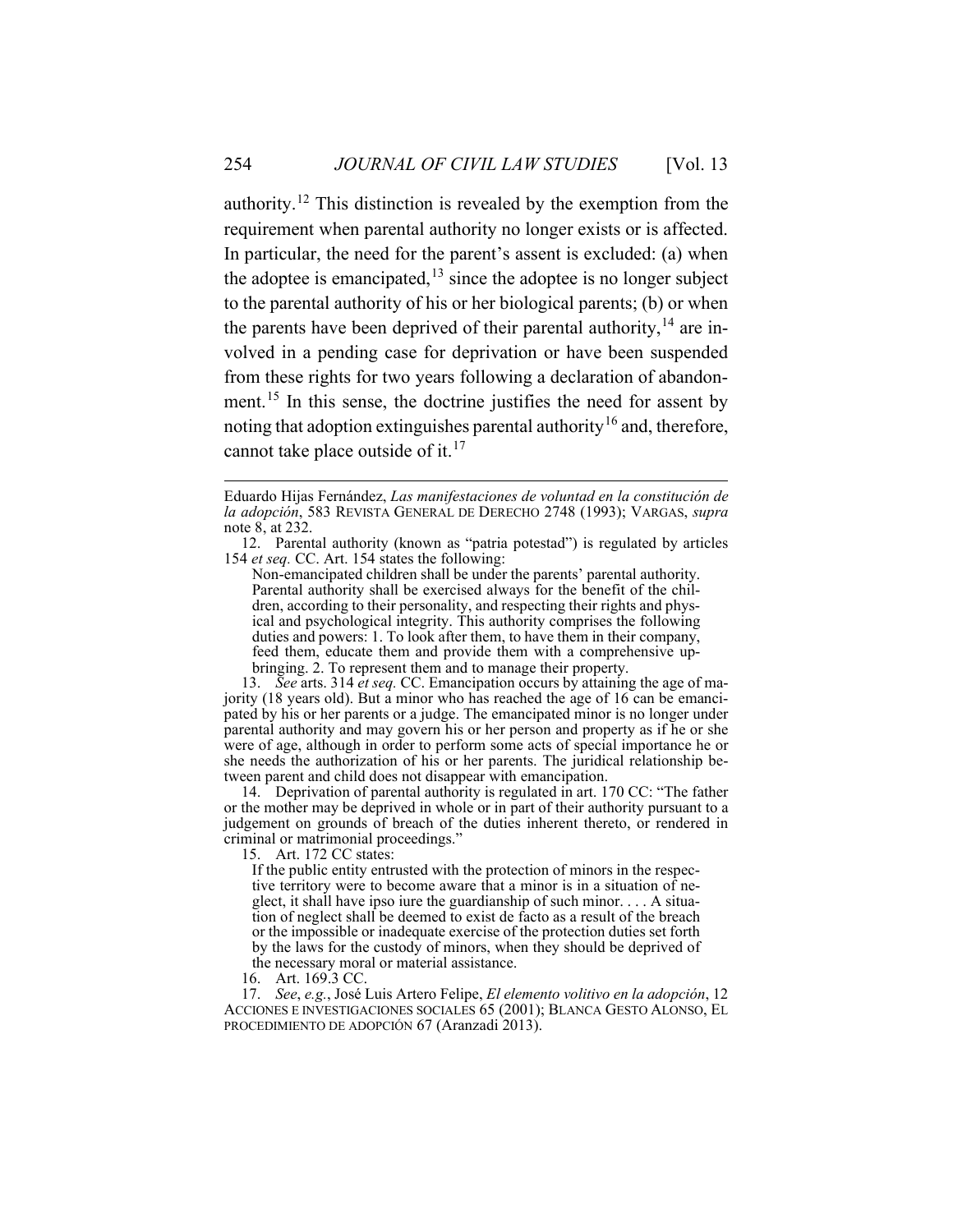authority.[12] This distinction is revealed by the exemption from the requirement when parental authority no longer exists or is affected. In particular, the need for the parent's assent is excluded: (a) when the adoptee is emancipated,[13] since the adoptee is no longer subject to the parental authority of his or her biological parents; (b) or when the parents have been deprived of their parental authority,[14] are involved in a pending case for deprivation or have been suspended from these rights for two years following a declaration of abandonment.[15] In this sense, the doctrine justifies the need for assent by noting that adoption extinguishes parental authority[16] and, therefore, cannot take place outside of it.[17]

---

Eduardo Hijas Fernández, *Las manifestaciones de voluntad en la constitución de la adopción*, 583 REVISTA GENERAL DE DERECHO 2748 (1993); VARGAS, *supra* note 8, at 232.

12. Parental authority (known as "patria potestad") is regulated by articles 154 *et seq.* CC. Art. 154 states the following:

> Non-emancipated children shall be under the parents' parental authority. Parental authority shall be exercised always for the benefit of the children, according to their personality, and respecting their rights and physical and psychological integrity. This authority comprises the following duties and powers: 1. To look after them, to have them in their company, feed them, educate them and provide them with a comprehensive upbringing. 2. To represent them and to manage their property.

13. *See* arts. 314 *et seq.* CC. Emancipation occurs by attaining the age of majority (18 years old). But a minor who has reached the age of 16 can be emancipated by his or her parents or a judge. The emancipated minor is no longer under parental authority and may govern his or her person and property as if he or she were of age, although in order to perform some acts of special importance he or she needs the authorization of his or her parents. The juridical relationship between parent and child does not disappear with emancipation.

14. Deprivation of parental authority is regulated in art. 170 CC: "The father or the mother may be deprived in whole or in part of their authority pursuant to a judgement on grounds of breach of the duties inherent thereto, or rendered in criminal or matrimonial proceedings."

15. Art. 172 CC states:

> If the public entity entrusted with the protection of minors in the respective territory were to become aware that a minor is in a situation of neglect, it shall have ipso iure the guardianship of such minor. . . . A situation of neglect shall be deemed to exist de facto as a result of the breach or the impossible or inadequate exercise of the protection duties set forth by the laws for the custody of minors, when they should be deprived of the necessary moral or material assistance.

16. Art. 169.3 CC.

17. *See*, *e.g.*, José Luis Artero Felipe, *El elemento volitivo en la adopción*, 12 ACCIONES E INVESTIGACIONES SOCIALES 65 (2001); BLANCA GESTO ALONSO, EL PROCEDIMIENTO DE ADOPCIÓN 67 (Aranzadi 2013).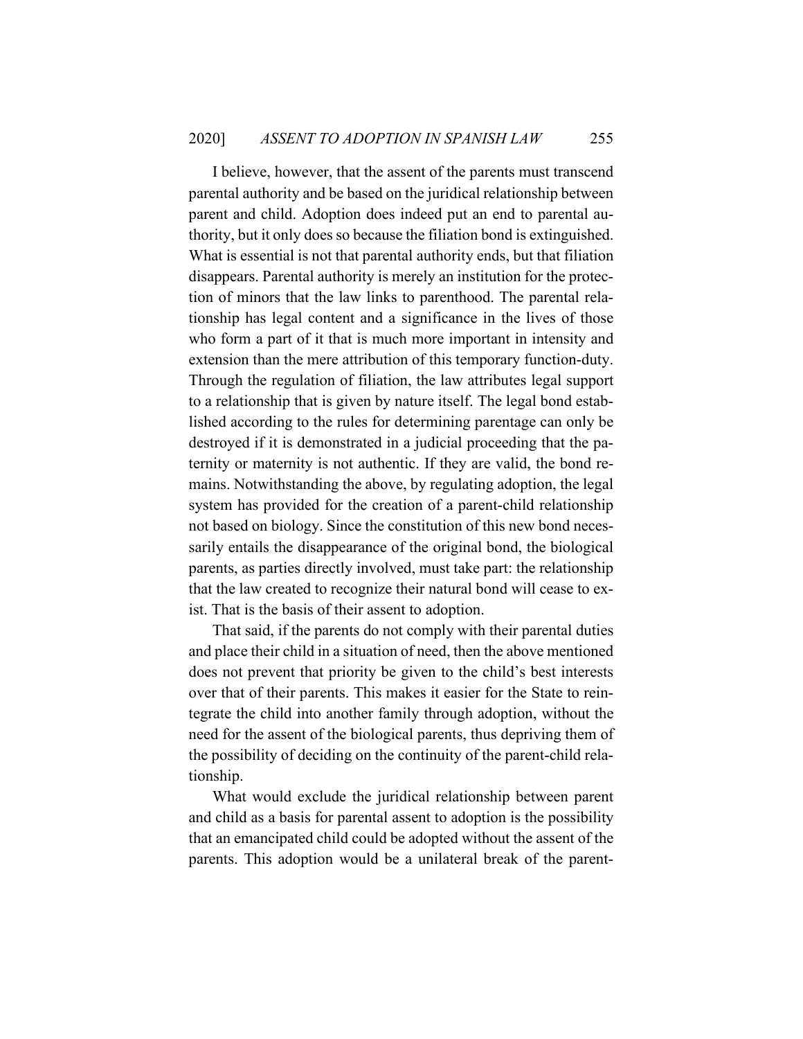I believe, however, that the assent of the parents must transcend parental authority and be based on the juridical relationship between parent and child. Adoption does indeed put an end to parental authority, but it only does so because the filiation bond is extinguished. What is essential is not that parental authority ends, but that filiation disappears. Parental authority is merely an institution for the protection of minors that the law links to parenthood. The parental relationship has legal content and a significance in the lives of those who form a part of it that is much more important in intensity and extension than the mere attribution of this temporary function-duty. Through the regulation of filiation, the law attributes legal support to a relationship that is given by nature itself. The legal bond established according to the rules for determining parentage can only be destroyed if it is demonstrated in a judicial proceeding that the paternity or maternity is not authentic. If they are valid, the bond remains. Notwithstanding the above, by regulating adoption, the legal system has provided for the creation of a parent-child relationship not based on biology. Since the constitution of this new bond necessarily entails the disappearance of the original bond, the biological parents, as parties directly involved, must take part: the relationship that the law created to recognize their natural bond will cease to exist. That is the basis of their assent to adoption.

That said, if the parents do not comply with their parental duties and place their child in a situation of need, then the above mentioned does not prevent that priority be given to the child's best interests over that of their parents. This makes it easier for the State to reintegrate the child into another family through adoption, without the need for the assent of the biological parents, thus depriving them of the possibility of deciding on the continuity of the parent-child relationship.

What would exclude the juridical relationship between parent and child as a basis for parental assent to adoption is the possibility that an emancipated child could be adopted without the assent of the parents. This adoption would be a unilateral break of the parent-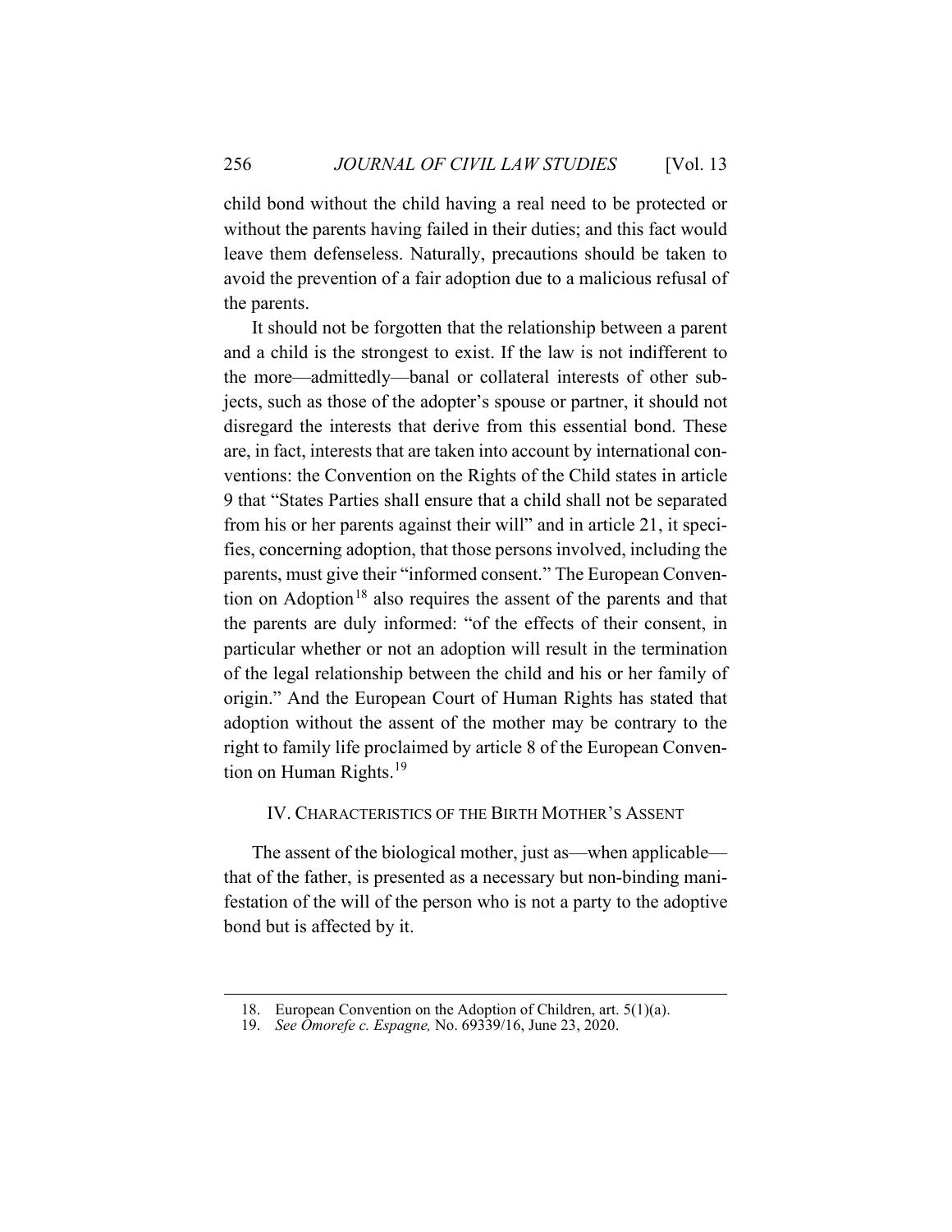child bond without the child having a real need to be protected or without the parents having failed in their duties; and this fact would leave them defenseless. Naturally, precautions should be taken to avoid the prevention of a fair adoption due to a malicious refusal of the parents.

It should not be forgotten that the relationship between a parent and a child is the strongest to exist. If the law is not indifferent to the more—admittedly—banal or collateral interests of other subjects, such as those of the adopter's spouse or partner, it should not disregard the interests that derive from this essential bond. These are, in fact, interests that are taken into account by international conventions: the Convention on the Rights of the Child states in article 9 that "States Parties shall ensure that a child shall not be separated from his or her parents against their will" and in article 21, it specifies, concerning adoption, that those persons involved, including the parents, must give their "informed consent." The European Convention on Adoption[18] also requires the assent of the parents and that the parents are duly informed: "of the effects of their consent, in particular whether or not an adoption will result in the termination of the legal relationship between the child and his or her family of origin." And the European Court of Human Rights has stated that adoption without the assent of the mother may be contrary to the right to family life proclaimed by article 8 of the European Convention on Human Rights.[19]

## IV. Characteristics of the Birth Mother's Assent

The assent of the biological mother, just as—when applicable—that of the father, is presented as a necessary but non-binding manifestation of the will of the person who is not a party to the adoptive bond but is affected by it.

---

18. European Convention on the Adoption of Children, art. 5(1)(a).
19. *See Omorefe c. Espagne,* No. 69339/16, June 23, 2020.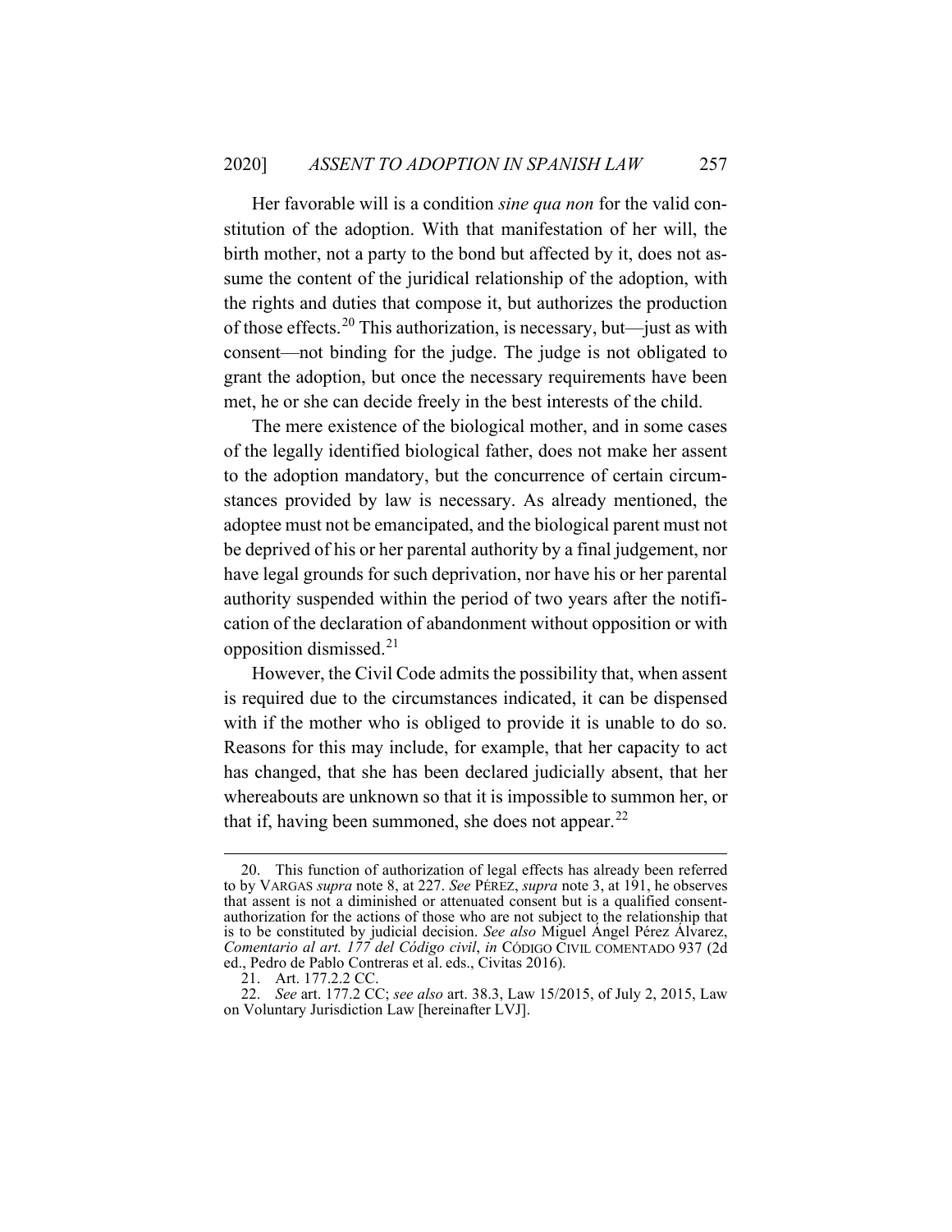Her favorable will is a condition *sine qua non* for the valid constitution of the adoption. With that manifestation of her will, the birth mother, not a party to the bond but affected by it, does not assume the content of the juridical relationship of the adoption, with the rights and duties that compose it, but authorizes the production of those effects.[20] This authorization, is necessary, but—just as with consent—not binding for the judge. The judge is not obligated to grant the adoption, but once the necessary requirements have been met, he or she can decide freely in the best interests of the child.

The mere existence of the biological mother, and in some cases of the legally identified biological father, does not make her assent to the adoption mandatory, but the concurrence of certain circumstances provided by law is necessary. As already mentioned, the adoptee must not be emancipated, and the biological parent must not be deprived of his or her parental authority by a final judgement, nor have legal grounds for such deprivation, nor have his or her parental authority suspended within the period of two years after the notification of the declaration of abandonment without opposition or with opposition dismissed.[21]

However, the Civil Code admits the possibility that, when assent is required due to the circumstances indicated, it can be dispensed with if the mother who is obliged to provide it is unable to do so. Reasons for this may include, for example, that her capacity to act has changed, that she has been declared judicially absent, that her whereabouts are unknown so that it is impossible to summon her, or that if, having been summoned, she does not appear.[22]

---

20. This function of authorization of legal effects has already been referred to by VARGAS *supra* note 8, at 227. *See* PÉREZ, *supra* note 3, at 191, he observes that assent is not a diminished or attenuated consent but is a qualified consent-authorization for the actions of those who are not subject to the relationship that is to be constituted by judicial decision. *See also* Miguel Ángel Pérez Álvarez, *Comentario al art. 177 del Código civil*, *in* CÓDIGO CIVIL COMENTADO 937 (2d ed., Pedro de Pablo Contreras et al. eds., Civitas 2016).

21. Art. 177.2.2 CC.

22. *See* art. 177.2 CC; *see also* art. 38.3, Law 15/2015, of July 2, 2015, Law on Voluntary Jurisdiction Law [hereinafter LVJ].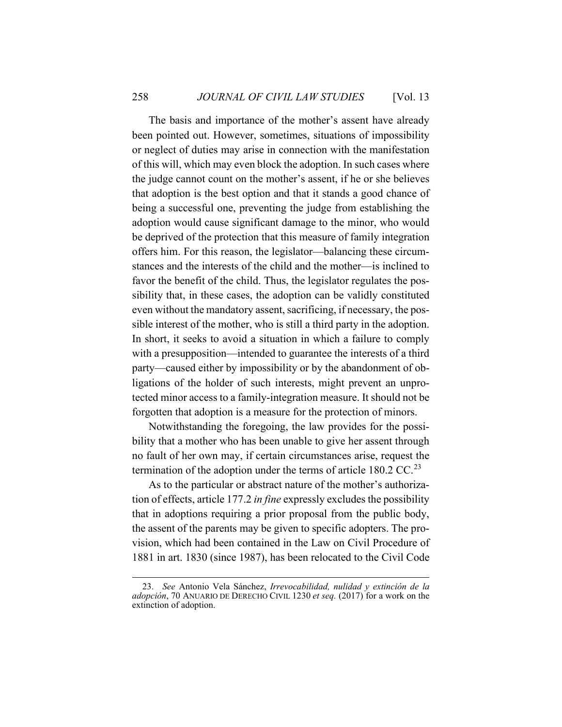The basis and importance of the mother's assent have already been pointed out. However, sometimes, situations of impossibility or neglect of duties may arise in connection with the manifestation of this will, which may even block the adoption. In such cases where the judge cannot count on the mother's assent, if he or she believes that adoption is the best option and that it stands a good chance of being a successful one, preventing the judge from establishing the adoption would cause significant damage to the minor, who would be deprived of the protection that this measure of family integration offers him. For this reason, the legislator—balancing these circumstances and the interests of the child and the mother—is inclined to favor the benefit of the child. Thus, the legislator regulates the possibility that, in these cases, the adoption can be validly constituted even without the mandatory assent, sacrificing, if necessary, the possible interest of the mother, who is still a third party in the adoption. In short, it seeks to avoid a situation in which a failure to comply with a presupposition—intended to guarantee the interests of a third party—caused either by impossibility or by the abandonment of obligations of the holder of such interests, might prevent an unprotected minor access to a family-integration measure. It should not be forgotten that adoption is a measure for the protection of minors.

Notwithstanding the foregoing, the law provides for the possibility that a mother who has been unable to give her assent through no fault of her own may, if certain circumstances arise, request the termination of the adoption under the terms of article 180.2 CC.[23]

As to the particular or abstract nature of the mother's authorization of effects, article 177.2 *in fine* expressly excludes the possibility that in adoptions requiring a prior proposal from the public body, the assent of the parents may be given to specific adopters. The provision, which had been contained in the Law on Civil Procedure of 1881 in art. 1830 (since 1987), has been relocated to the Civil Code

---

23. *See* Antonio Vela Sánchez, *Irrevocabilidad, nulidad y extinción de la adopción*, 70 ANUARIO DE DERECHO CIVIL 1230 *et seq.* (2017) for a work on the extinction of adoption.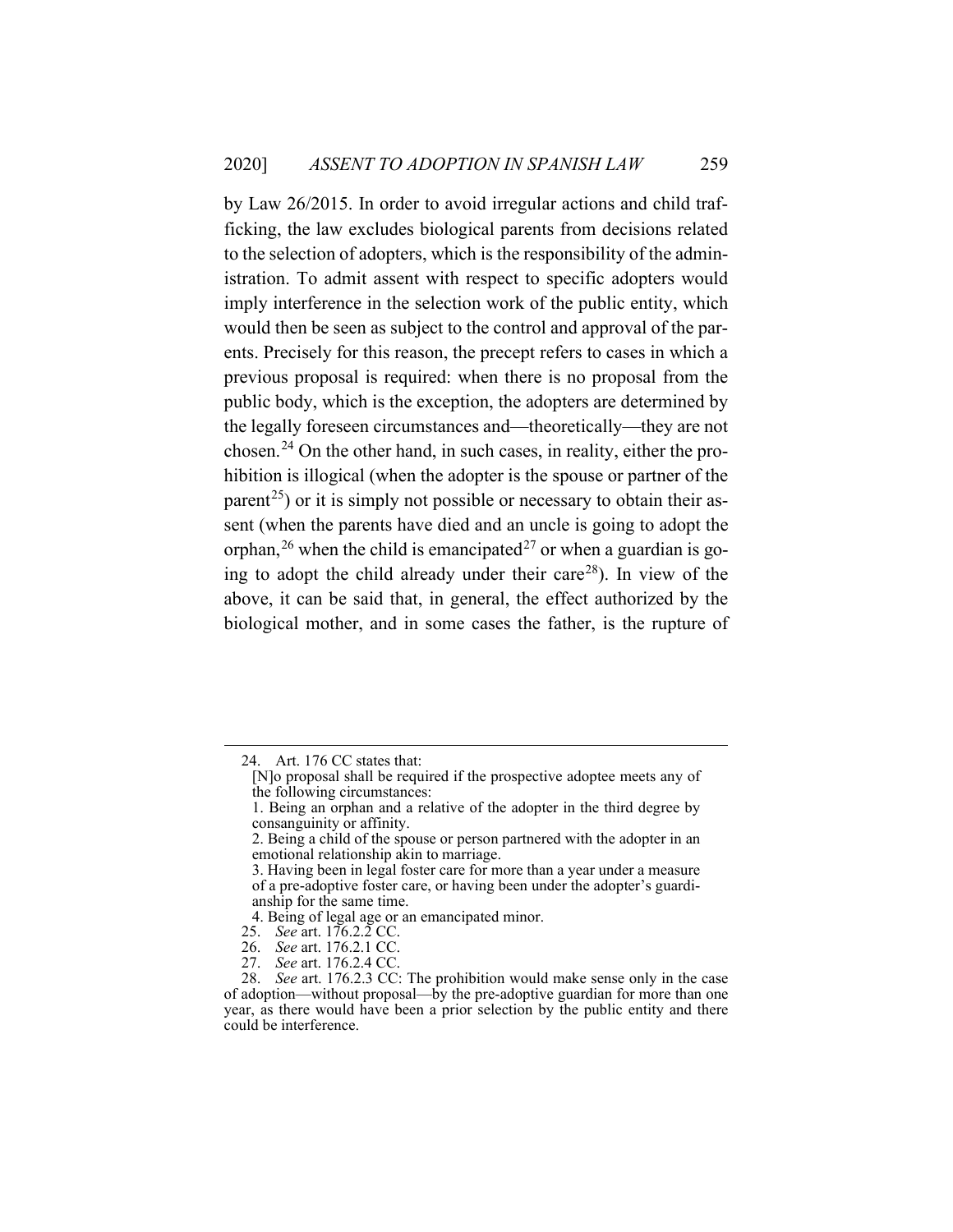by Law 26/2015. In order to avoid irregular actions and child trafficking, the law excludes biological parents from decisions related to the selection of adopters, which is the responsibility of the administration. To admit assent with respect to specific adopters would imply interference in the selection work of the public entity, which would then be seen as subject to the control and approval of the parents. Precisely for this reason, the precept refers to cases in which a previous proposal is required: when there is no proposal from the public body, which is the exception, the adopters are determined by the legally foreseen circumstances and—theoretically—they are not chosen.[24] On the other hand, in such cases, in reality, either the prohibition is illogical (when the adopter is the spouse or partner of the parent[25]) or it is simply not possible or necessary to obtain their assent (when the parents have died and an uncle is going to adopt the orphan,[26] when the child is emancipated[27] or when a guardian is going to adopt the child already under their care[28]). In view of the above, it can be said that, in general, the effect authorized by the biological mother, and in some cases the father, is the rupture of

---

24. Art. 176 CC states that:

> [N]o proposal shall be required if the prospective adoptee meets any of the following circumstances:
>
> 1. Being an orphan and a relative of the adopter in the third degree by consanguinity or affinity.
>
> 2. Being a child of the spouse or person partnered with the adopter in an emotional relationship akin to marriage.
>
> 3. Having been in legal foster care for more than a year under a measure of a pre-adoptive foster care, or having been under the adopter's guardianship for the same time.
>
> 4. Being of legal age or an emancipated minor.

25. *See* art. 176.2.2 CC.

26. *See* art. 176.2.1 CC.

27. *See* art. 176.2.4 CC.

28. *See* art. 176.2.3 CC: The prohibition would make sense only in the case of adoption—without proposal—by the pre-adoptive guardian for more than one year, as there would have been a prior selection by the public entity and there could be interference.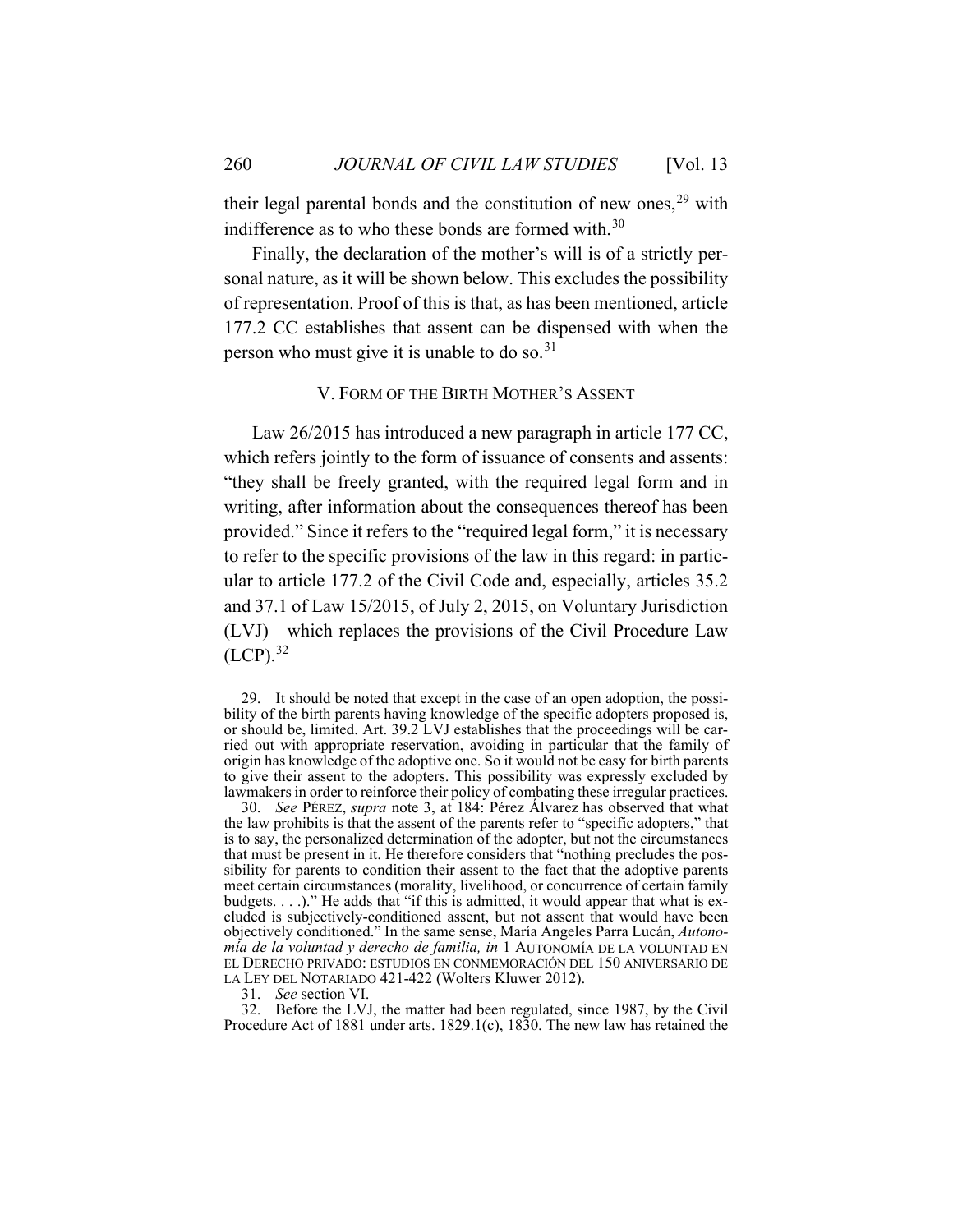their legal parental bonds and the constitution of new ones,[29] with indifference as to who these bonds are formed with.[30]

Finally, the declaration of the mother's will is of a strictly personal nature, as it will be shown below. This excludes the possibility of representation. Proof of this is that, as has been mentioned, article 177.2 CC establishes that assent can be dispensed with when the person who must give it is unable to do so.[31]

## V. FORM OF THE BIRTH MOTHER'S ASSENT

Law 26/2015 has introduced a new paragraph in article 177 CC, which refers jointly to the form of issuance of consents and assents: "they shall be freely granted, with the required legal form and in writing, after information about the consequences thereof has been provided." Since it refers to the "required legal form," it is necessary to refer to the specific provisions of the law in this regard: in particular to article 177.2 of the Civil Code and, especially, articles 35.2 and 37.1 of Law 15/2015, of July 2, 2015, on Voluntary Jurisdiction (LVJ)—which replaces the provisions of the Civil Procedure Law (LCP).[32]

---

29. It should be noted that except in the case of an open adoption, the possibility of the birth parents having knowledge of the specific adopters proposed is, or should be, limited. Art. 39.2 LVJ establishes that the proceedings will be carried out with appropriate reservation, avoiding in particular that the family of origin has knowledge of the adoptive one. So it would not be easy for birth parents to give their assent to the adopters. This possibility was expressly excluded by lawmakers in order to reinforce their policy of combating these irregular practices.

30. *See* PÉREZ, *supra* note 3, at 184: Pérez Álvarez has observed that what the law prohibits is that the assent of the parents refer to "specific adopters," that is to say, the personalized determination of the adopter, but not the circumstances that must be present in it. He therefore considers that "nothing precludes the possibility for parents to condition their assent to the fact that the adoptive parents meet certain circumstances (morality, livelihood, or concurrence of certain family budgets. . . .)." He adds that "if this is admitted, it would appear that what is excluded is subjectively-conditioned assent, but not assent that would have been objectively conditioned." In the same sense, María Angeles Parra Lucán, *Autonomía de la voluntad y derecho de familia, in* 1 AUTONOMÍA DE LA VOLUNTAD EN EL DERECHO PRIVADO: ESTUDIOS EN CONMEMORACIÓN DEL 150 ANIVERSARIO DE LA LEY DEL NOTARIADO 421-422 (Wolters Kluwer 2012).

31. *See* section VI.

32. Before the LVJ, the matter had been regulated, since 1987, by the Civil Procedure Act of 1881 under arts. 1829.1(c), 1830. The new law has retained the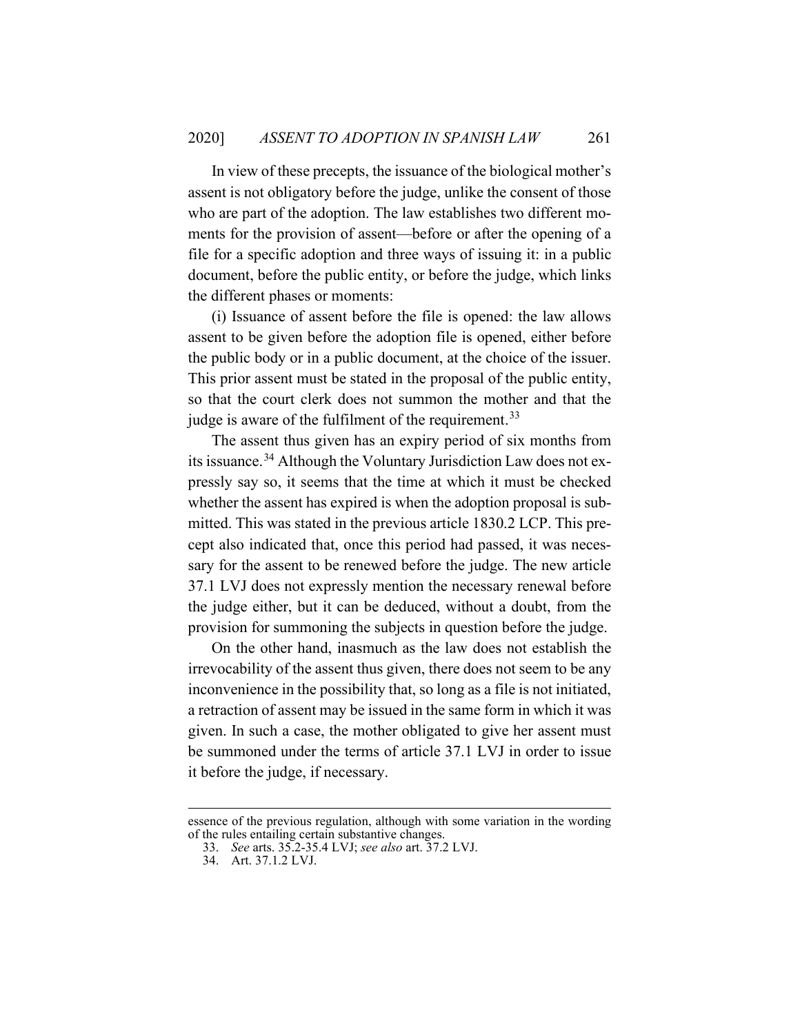In view of these precepts, the issuance of the biological mother's assent is not obligatory before the judge, unlike the consent of those who are part of the adoption. The law establishes two different moments for the provision of assent—before or after the opening of a file for a specific adoption and three ways of issuing it: in a public document, before the public entity, or before the judge, which links the different phases or moments:

(i) Issuance of assent before the file is opened: the law allows assent to be given before the adoption file is opened, either before the public body or in a public document, at the choice of the issuer. This prior assent must be stated in the proposal of the public entity, so that the court clerk does not summon the mother and that the judge is aware of the fulfilment of the requirement.[33]

The assent thus given has an expiry period of six months from its issuance.[34] Although the Voluntary Jurisdiction Law does not expressly say so, it seems that the time at which it must be checked whether the assent has expired is when the adoption proposal is submitted. This was stated in the previous article 1830.2 LCP. This precept also indicated that, once this period had passed, it was necessary for the assent to be renewed before the judge. The new article 37.1 LVJ does not expressly mention the necessary renewal before the judge either, but it can be deduced, without a doubt, from the provision for summoning the subjects in question before the judge.

On the other hand, inasmuch as the law does not establish the irrevocability of the assent thus given, there does not seem to be any inconvenience in the possibility that, so long as a file is not initiated, a retraction of assent may be issued in the same form in which it was given. In such a case, the mother obligated to give her assent must be summoned under the terms of article 37.1 LVJ in order to issue it before the judge, if necessary.

---

essence of the previous regulation, although with some variation in the wording of the rules entailing certain substantive changes.

33. *See* arts. 35.2-35.4 LVJ; *see also* art. 37.2 LVJ.

34. Art. 37.1.2 LVJ.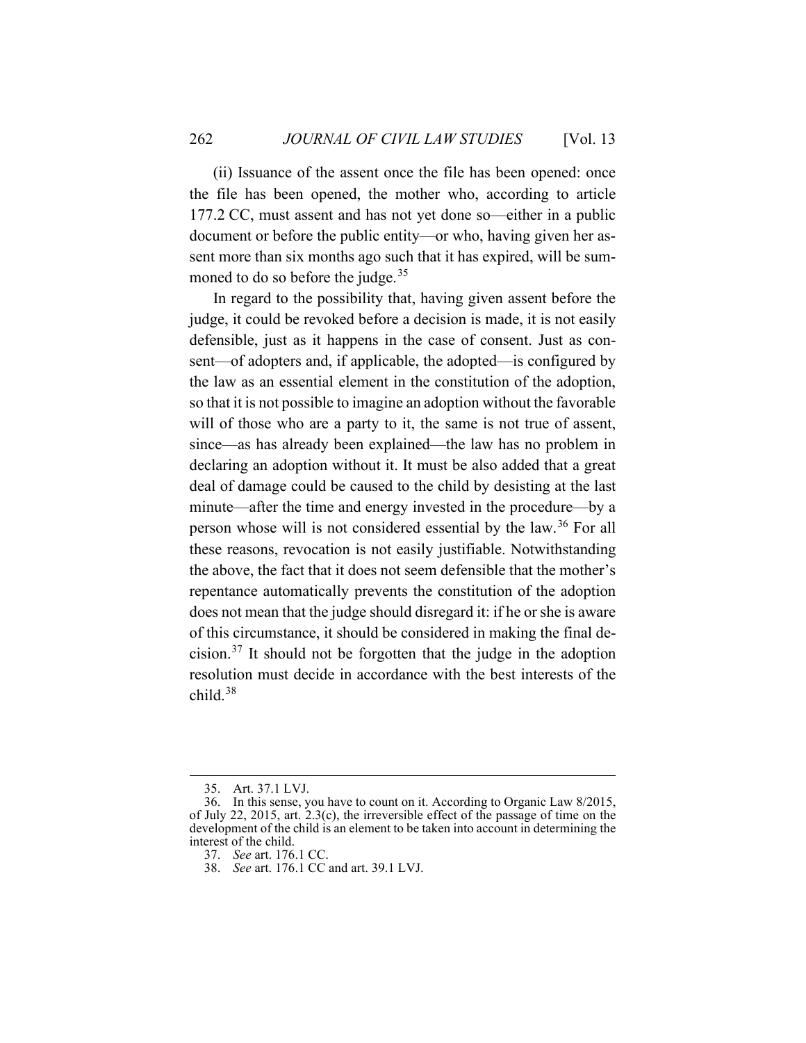(ii) Issuance of the assent once the file has been opened: once the file has been opened, the mother who, according to article 177.2 CC, must assent and has not yet done so—either in a public document or before the public entity—or who, having given her assent more than six months ago such that it has expired, will be summoned to do so before the judge.[35]

In regard to the possibility that, having given assent before the judge, it could be revoked before a decision is made, it is not easily defensible, just as it happens in the case of consent. Just as consent—of adopters and, if applicable, the adopted—is configured by the law as an essential element in the constitution of the adoption, so that it is not possible to imagine an adoption without the favorable will of those who are a party to it, the same is not true of assent, since—as has already been explained—the law has no problem in declaring an adoption without it. It must be also added that a great deal of damage could be caused to the child by desisting at the last minute—after the time and energy invested in the procedure—by a person whose will is not considered essential by the law.[36] For all these reasons, revocation is not easily justifiable. Notwithstanding the above, the fact that it does not seem defensible that the mother's repentance automatically prevents the constitution of the adoption does not mean that the judge should disregard it: if he or she is aware of this circumstance, it should be considered in making the final decision.[37] It should not be forgotten that the judge in the adoption resolution must decide in accordance with the best interests of the child.[38]

---

35. Art. 37.1 LVJ.

36. In this sense, you have to count on it. According to Organic Law 8/2015, of July 22, 2015, art. 2.3(c), the irreversible effect of the passage of time on the development of the child is an element to be taken into account in determining the interest of the child.

37. *See* art. 176.1 CC.

38. *See* art. 176.1 CC and art. 39.1 LVJ.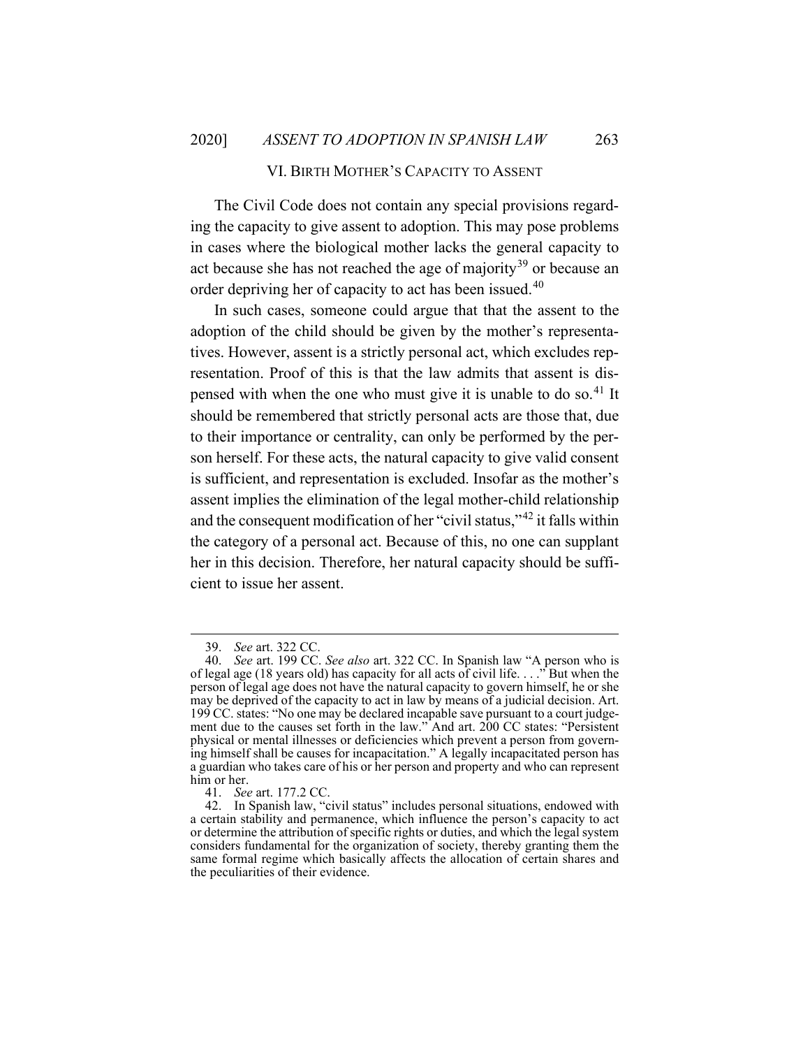## VI. BIRTH MOTHER'S CAPACITY TO ASSENT

The Civil Code does not contain any special provisions regarding the capacity to give assent to adoption. This may pose problems in cases where the biological mother lacks the general capacity to act because she has not reached the age of majority[39] or because an order depriving her of capacity to act has been issued.[40]

In such cases, someone could argue that that the assent to the adoption of the child should be given by the mother's representatives. However, assent is a strictly personal act, which excludes representation. Proof of this is that the law admits that assent is dispensed with when the one who must give it is unable to do so.[41] It should be remembered that strictly personal acts are those that, due to their importance or centrality, can only be performed by the person herself. For these acts, the natural capacity to give valid consent is sufficient, and representation is excluded. Insofar as the mother's assent implies the elimination of the legal mother-child relationship and the consequent modification of her "civil status,"[42] it falls within the category of a personal act. Because of this, no one can supplant her in this decision. Therefore, her natural capacity should be sufficient to issue her assent.

---

39. *See* art. 322 CC.

40. *See* art. 199 CC. *See also* art. 322 CC. In Spanish law "A person who is of legal age (18 years old) has capacity for all acts of civil life. . . ." But when the person of legal age does not have the natural capacity to govern himself, he or she may be deprived of the capacity to act in law by means of a judicial decision. Art. 199 CC. states: "No one may be declared incapable save pursuant to a court judgement due to the causes set forth in the law." And art. 200 CC states: "Persistent physical or mental illnesses or deficiencies which prevent a person from governing himself shall be causes for incapacitation." A legally incapacitated person has a guardian who takes care of his or her person and property and who can represent him or her.

41. *See* art. 177.2 CC.

42. In Spanish law, "civil status" includes personal situations, endowed with a certain stability and permanence, which influence the person's capacity to act or determine the attribution of specific rights or duties, and which the legal system considers fundamental for the organization of society, thereby granting them the same formal regime which basically affects the allocation of certain shares and the peculiarities of their evidence.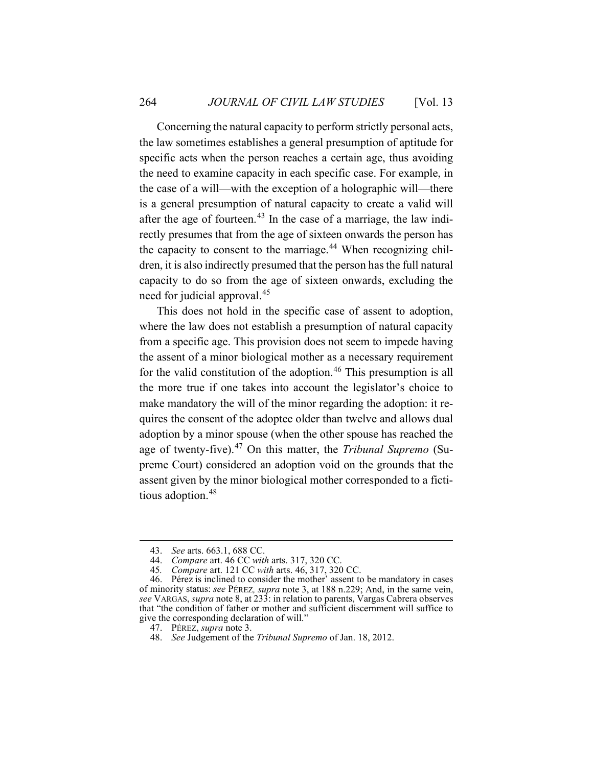Concerning the natural capacity to perform strictly personal acts, the law sometimes establishes a general presumption of aptitude for specific acts when the person reaches a certain age, thus avoiding the need to examine capacity in each specific case. For example, in the case of a will—with the exception of a holographic will—there is a general presumption of natural capacity to create a valid will after the age of fourteen.[43] In the case of a marriage, the law indirectly presumes that from the age of sixteen onwards the person has the capacity to consent to the marriage.[44] When recognizing children, it is also indirectly presumed that the person has the full natural capacity to do so from the age of sixteen onwards, excluding the need for judicial approval.[45]

This does not hold in the specific case of assent to adoption, where the law does not establish a presumption of natural capacity from a specific age. This provision does not seem to impede having the assent of a minor biological mother as a necessary requirement for the valid constitution of the adoption.[46] This presumption is all the more true if one takes into account the legislator's choice to make mandatory the will of the minor regarding the adoption: it requires the consent of the adoptee older than twelve and allows dual adoption by a minor spouse (when the other spouse has reached the age of twenty-five).[47] On this matter, the *Tribunal Supremo* (Supreme Court) considered an adoption void on the grounds that the assent given by the minor biological mother corresponded to a fictitious adoption.[48]

---

43. *See* arts. 663.1, 688 CC.

44. *Compare* art. 46 CC *with* arts. 317, 320 CC.

45. *Compare* art. 121 CC *with* arts. 46, 317, 320 CC.

46. Pérez is inclined to consider the mother' assent to be mandatory in cases of minority status: *see* PÉREZ, *supra* note 3, at 188 n.229; And, in the same vein, *see* VARGAS, *supra* note 8, at 233: in relation to parents, Vargas Cabrera observes that "the condition of father or mother and sufficient discernment will suffice to give the corresponding declaration of will."

47. PÉREZ, *supra* note 3.

48. *See* Judgement of the *Tribunal Supremo* of Jan. 18, 2012.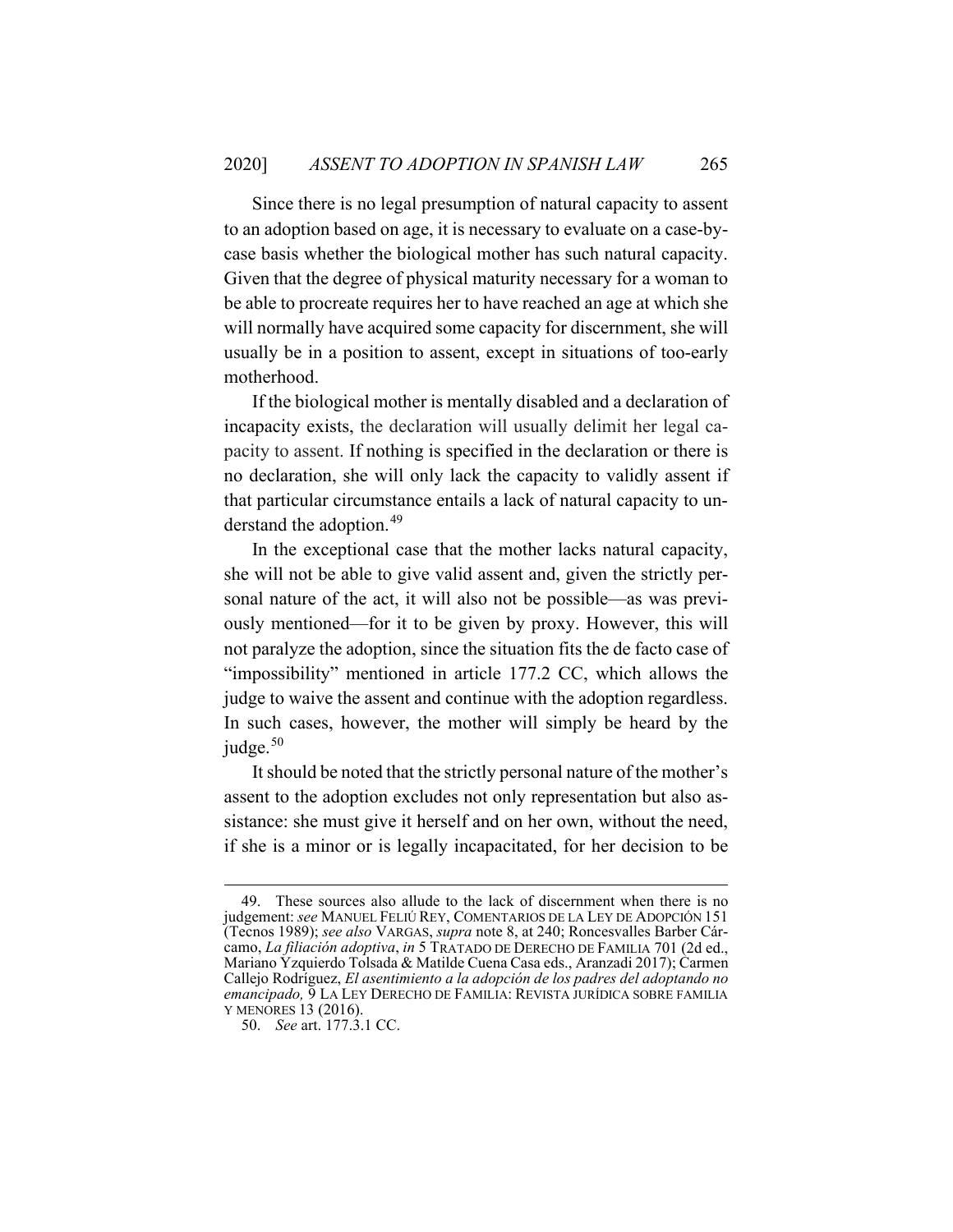Since there is no legal presumption of natural capacity to assent to an adoption based on age, it is necessary to evaluate on a case-by-case basis whether the biological mother has such natural capacity. Given that the degree of physical maturity necessary for a woman to be able to procreate requires her to have reached an age at which she will normally have acquired some capacity for discernment, she will usually be in a position to assent, except in situations of too-early motherhood.

If the biological mother is mentally disabled and a declaration of incapacity exists, the declaration will usually delimit her legal capacity to assent. If nothing is specified in the declaration or there is no declaration, she will only lack the capacity to validly assent if that particular circumstance entails a lack of natural capacity to understand the adoption.[49]

In the exceptional case that the mother lacks natural capacity, she will not be able to give valid assent and, given the strictly personal nature of the act, it will also not be possible—as was previously mentioned—for it to be given by proxy. However, this will not paralyze the adoption, since the situation fits the de facto case of "impossibility" mentioned in article 177.2 CC, which allows the judge to waive the assent and continue with the adoption regardless. In such cases, however, the mother will simply be heard by the judge.[50]

It should be noted that the strictly personal nature of the mother's assent to the adoption excludes not only representation but also assistance: she must give it herself and on her own, without the need, if she is a minor or is legally incapacitated, for her decision to be

---

49. These sources also allude to the lack of discernment when there is no judgement: *see* MANUEL FELIÚ REY, COMENTARIOS DE LA LEY DE ADOPCIÓN 151 (Tecnos 1989); *see also* VARGAS, *supra* note 8, at 240; Roncesvalles Barber Cárcamo, *La filiación adoptiva*, *in* 5 TRATADO DE DERECHO DE FAMILIA 701 (2d ed., Mariano Yzquierdo Tolsada & Matilde Cuena Casa eds., Aranzadi 2017); Carmen Callejo Rodríguez, *El asentimiento a la adopción de los padres del adoptando no emancipado,* 9 LA LEY DERECHO DE FAMILIA: REVISTA JURÍDICA SOBRE FAMILIA Y MENORES 13 (2016).

50. *See* art. 177.3.1 CC.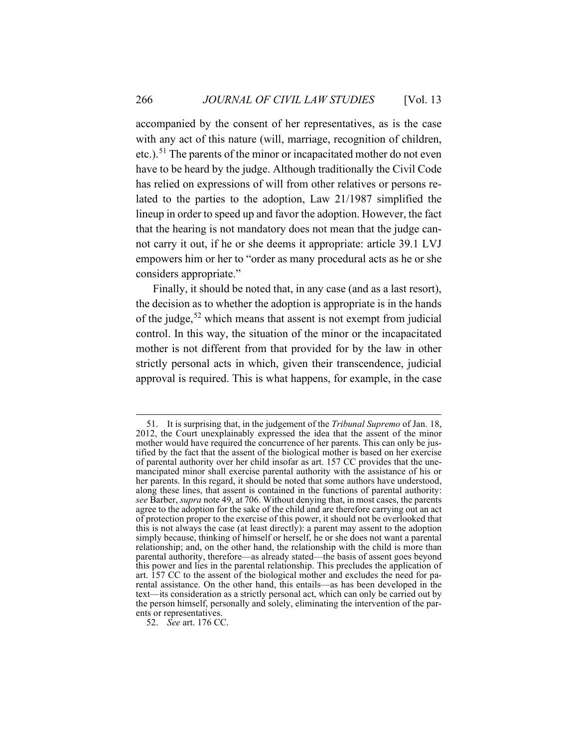accompanied by the consent of her representatives, as is the case with any act of this nature (will, marriage, recognition of children, etc.).[51] The parents of the minor or incapacitated mother do not even have to be heard by the judge. Although traditionally the Civil Code has relied on expressions of will from other relatives or persons related to the parties to the adoption, Law 21/1987 simplified the lineup in order to speed up and favor the adoption. However, the fact that the hearing is not mandatory does not mean that the judge cannot carry it out, if he or she deems it appropriate: article 39.1 LVJ empowers him or her to "order as many procedural acts as he or she considers appropriate."

Finally, it should be noted that, in any case (and as a last resort), the decision as to whether the adoption is appropriate is in the hands of the judge,[52] which means that assent is not exempt from judicial control. In this way, the situation of the minor or the incapacitated mother is not different from that provided for by the law in other strictly personal acts in which, given their transcendence, judicial approval is required. This is what happens, for example, in the case

---

51. It is surprising that, in the judgement of the *Tribunal Supremo* of Jan. 18, 2012, the Court unexplainably expressed the idea that the assent of the minor mother would have required the concurrence of her parents. This can only be justified by the fact that the assent of the biological mother is based on her exercise of parental authority over her child insofar as art. 157 CC provides that the unemancipated minor shall exercise parental authority with the assistance of his or her parents. In this regard, it should be noted that some authors have understood, along these lines, that assent is contained in the functions of parental authority: *see* Barber, *supra* note 49, at 706. Without denying that, in most cases, the parents agree to the adoption for the sake of the child and are therefore carrying out an act of protection proper to the exercise of this power, it should not be overlooked that this is not always the case (at least directly): a parent may assent to the adoption simply because, thinking of himself or herself, he or she does not want a parental relationship; and, on the other hand, the relationship with the child is more than parental authority, therefore—as already stated—the basis of assent goes beyond this power and lies in the parental relationship. This precludes the application of art. 157 CC to the assent of the biological mother and excludes the need for parental assistance. On the other hand, this entails—as has been developed in the text—its consideration as a strictly personal act, which can only be carried out by the person himself, personally and solely, eliminating the intervention of the parents or representatives.

52. *See* art. 176 CC.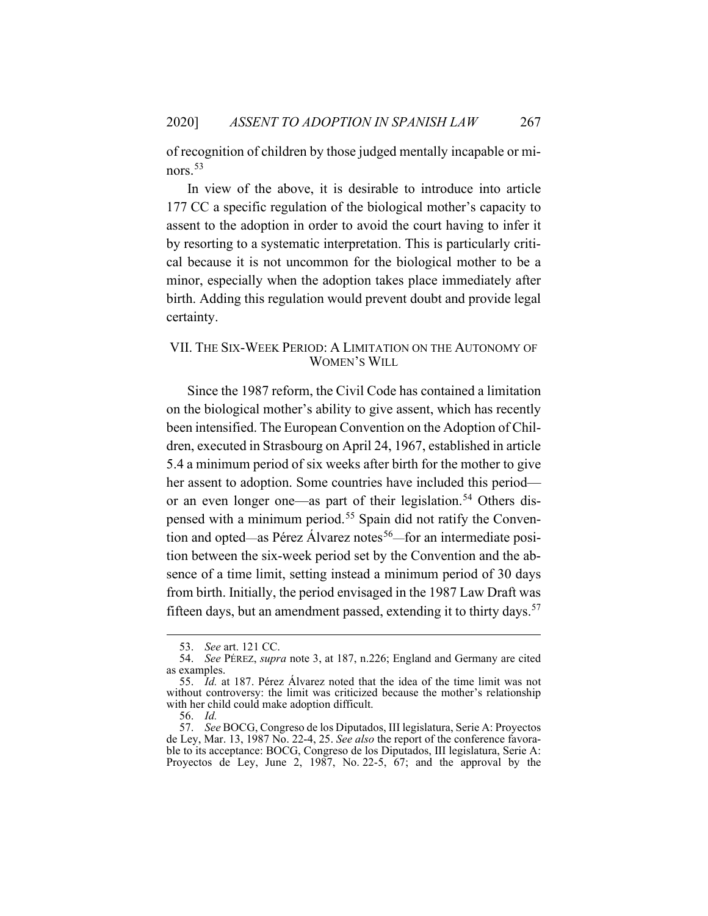of recognition of children by those judged mentally incapable or minors.[53]

In view of the above, it is desirable to introduce into article 177 CC a specific regulation of the biological mother's capacity to assent to the adoption in order to avoid the court having to infer it by resorting to a systematic interpretation. This is particularly critical because it is not uncommon for the biological mother to be a minor, especially when the adoption takes place immediately after birth. Adding this regulation would prevent doubt and provide legal certainty.

## VII. THE SIX-WEEK PERIOD: A LIMITATION ON THE AUTONOMY OF WOMEN'S WILL

Since the 1987 reform, the Civil Code has contained a limitation on the biological mother's ability to give assent, which has recently been intensified. The European Convention on the Adoption of Children, executed in Strasbourg on April 24, 1967, established in article 5.4 a minimum period of six weeks after birth for the mother to give her assent to adoption. Some countries have included this period—or an even longer one—as part of their legislation.[54] Others dispensed with a minimum period.[55] Spain did not ratify the Convention and opted—as Pérez Álvarez notes[56]—for an intermediate position between the six-week period set by the Convention and the absence of a time limit, setting instead a minimum period of 30 days from birth. Initially, the period envisaged in the 1987 Law Draft was fifteen days, but an amendment passed, extending it to thirty days.[57]

---

53. *See* art. 121 CC.

54. *See* PÉREZ, *supra* note 3, at 187, n.226; England and Germany are cited as examples.

55. *Id.* at 187. Pérez Álvarez noted that the idea of the time limit was not without controversy: the limit was criticized because the mother's relationship with her child could make adoption difficult.

56. *Id.*

57. *See* BOCG, Congreso de los Diputados, III legislatura, Serie A: Proyectos de Ley, Mar. 13, 1987 No. 22-4, 25. *See also* the report of the conference favorable to its acceptance: BOCG, Congreso de los Diputados, III legislatura, Serie A: Proyectos de Ley, June 2, 1987, No. 22-5, 67; and the approval by the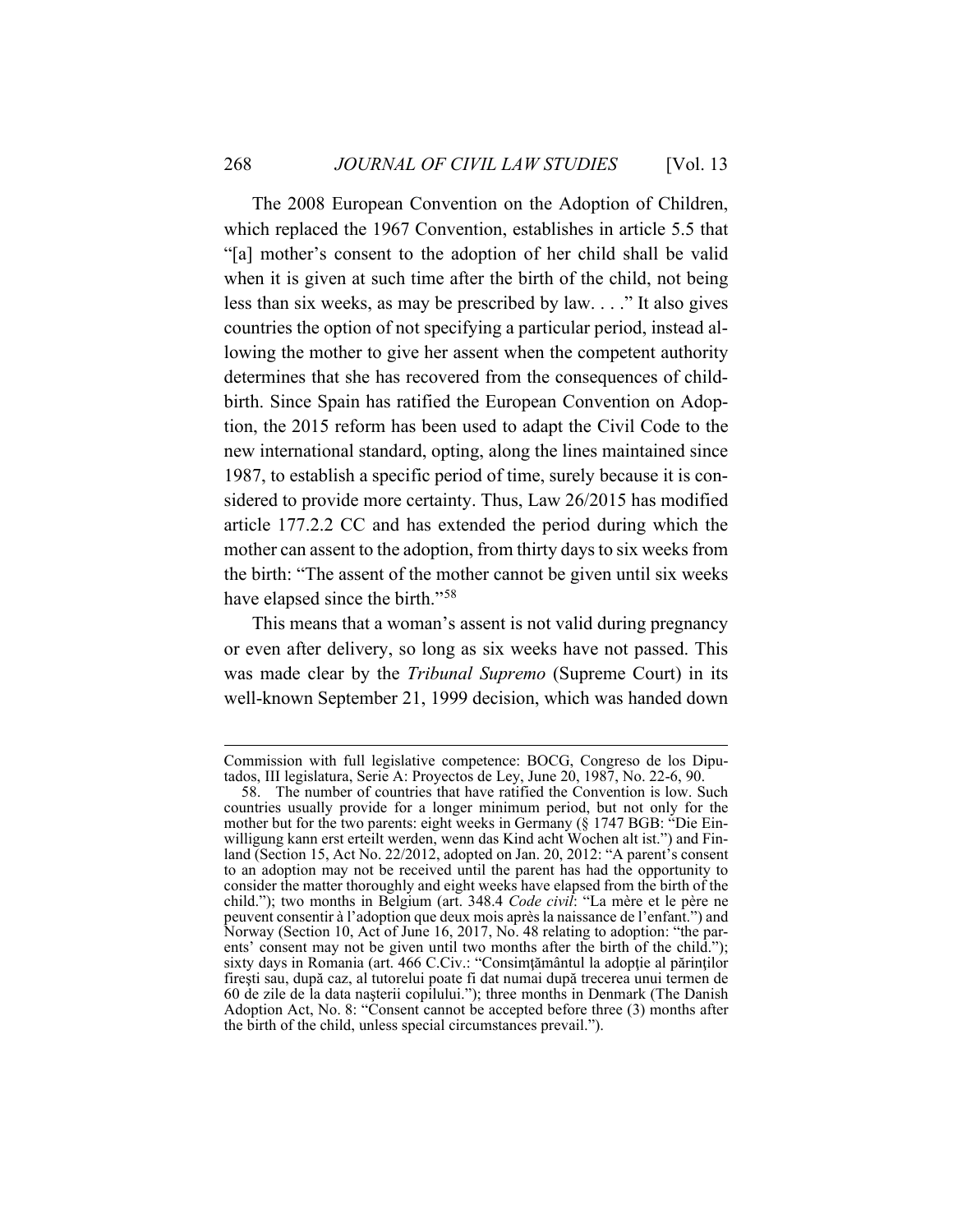The 2008 European Convention on the Adoption of Children, which replaced the 1967 Convention, establishes in article 5.5 that "[a] mother's consent to the adoption of her child shall be valid when it is given at such time after the birth of the child, not being less than six weeks, as may be prescribed by law. . . ." It also gives countries the option of not specifying a particular period, instead allowing the mother to give her assent when the competent authority determines that she has recovered from the consequences of childbirth. Since Spain has ratified the European Convention on Adoption, the 2015 reform has been used to adapt the Civil Code to the new international standard, opting, along the lines maintained since 1987, to establish a specific period of time, surely because it is considered to provide more certainty. Thus, Law 26/2015 has modified article 177.2.2 CC and has extended the period during which the mother can assent to the adoption, from thirty days to six weeks from the birth: "The assent of the mother cannot be given until six weeks have elapsed since the birth."[58]

This means that a woman's assent is not valid during pregnancy or even after delivery, so long as six weeks have not passed. This was made clear by the *Tribunal Supremo* (Supreme Court) in its well-known September 21, 1999 decision, which was handed down

---

Commission with full legislative competence: BOCG, Congreso de los Diputados, III legislatura, Serie A: Proyectos de Ley, June 20, 1987, No. 22-6, 90.

58. The number of countries that have ratified the Convention is low. Such countries usually provide for a longer minimum period, but not only for the mother but for the two parents: eight weeks in Germany (§ 1747 BGB: "Die Einwilligung kann erst erteilt werden, wenn das Kind acht Wochen alt ist.") and Finland (Section 15, Act No. 22/2012, adopted on Jan. 20, 2012: "A parent's consent to an adoption may not be received until the parent has had the opportunity to consider the matter thoroughly and eight weeks have elapsed from the birth of the child."); two months in Belgium (art. 348.4 *Code civil*: "La mère et le père ne peuvent consentir à l'adoption que deux mois après la naissance de l'enfant.") and Norway (Section 10, Act of June 16, 2017, No. 48 relating to adoption: "the parents' consent may not be given until two months after the birth of the child."); sixty days in Romania (art. 466 C.Civ.: "Consimţământul la adopţie al părinţilor fireşti sau, după caz, al tutorelui poate fi dat numai după trecerea unui termen de 60 de zile de la data naşterii copilului."); three months in Denmark (The Danish Adoption Act, No. 8: "Consent cannot be accepted before three (3) months after the birth of the child, unless special circumstances prevail.").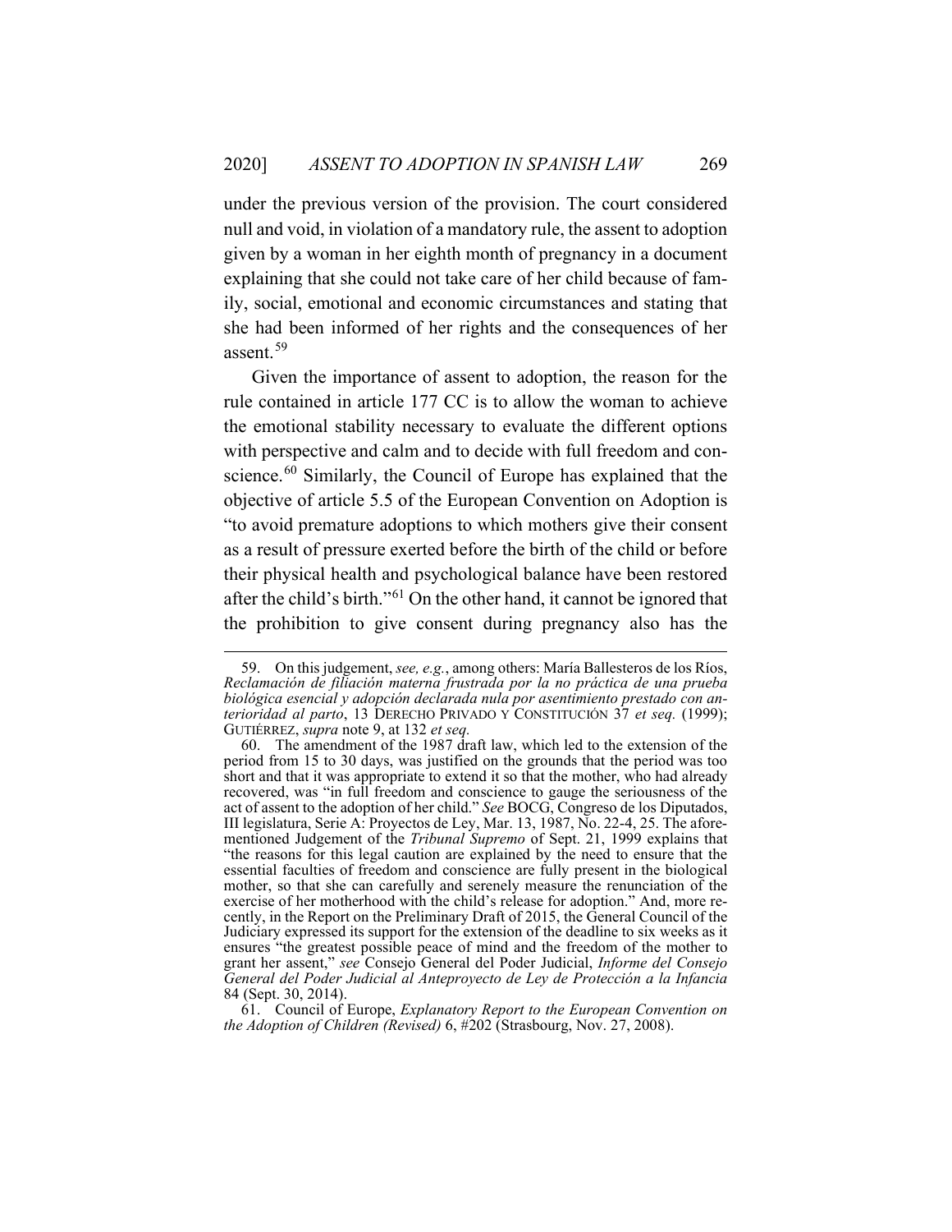under the previous version of the provision. The court considered null and void, in violation of a mandatory rule, the assent to adoption given by a woman in her eighth month of pregnancy in a document explaining that she could not take care of her child because of family, social, emotional and economic circumstances and stating that she had been informed of her rights and the consequences of her assent.[59]

Given the importance of assent to adoption, the reason for the rule contained in article 177 CC is to allow the woman to achieve the emotional stability necessary to evaluate the different options with perspective and calm and to decide with full freedom and conscience.[60] Similarly, the Council of Europe has explained that the objective of article 5.5 of the European Convention on Adoption is "to avoid premature adoptions to which mothers give their consent as a result of pressure exerted before the birth of the child or before their physical health and psychological balance have been restored after the child's birth."[61] On the other hand, it cannot be ignored that the prohibition to give consent during pregnancy also has the

---

59. On this judgement, *see, e.g.*, among others: María Ballesteros de los Ríos, *Reclamación de filiación materna frustrada por la no práctica de una prueba biológica esencial y adopción declarada nula por asentimiento prestado con anterioridad al parto*, 13 DERECHO PRIVADO Y CONSTITUCIÓN 37 *et seq.* (1999); GUTIÉRREZ, *supra* note 9, at 132 *et seq.*

60. The amendment of the 1987 draft law, which led to the extension of the period from 15 to 30 days, was justified on the grounds that the period was too short and that it was appropriate to extend it so that the mother, who had already recovered, was "in full freedom and conscience to gauge the seriousness of the act of assent to the adoption of her child." *See* BOCG, Congreso de los Diputados, III legislatura, Serie A: Proyectos de Ley, Mar. 13, 1987, No. 22-4, 25. The aforementioned Judgement of the *Tribunal Supremo* of Sept. 21, 1999 explains that "the reasons for this legal caution are explained by the need to ensure that the essential faculties of freedom and conscience are fully present in the biological mother, so that she can carefully and serenely measure the renunciation of the exercise of her motherhood with the child's release for adoption." And, more recently, in the Report on the Preliminary Draft of 2015, the General Council of the Judiciary expressed its support for the extension of the deadline to six weeks as it ensures "the greatest possible peace of mind and the freedom of the mother to grant her assent," *see* Consejo General del Poder Judicial, *Informe del Consejo General del Poder Judicial al Anteproyecto de Ley de Protección a la Infancia* 84 (Sept. 30, 2014).

61. Council of Europe, *Explanatory Report to the European Convention on the Adoption of Children (Revised)* 6, #202 (Strasbourg, Nov. 27, 2008).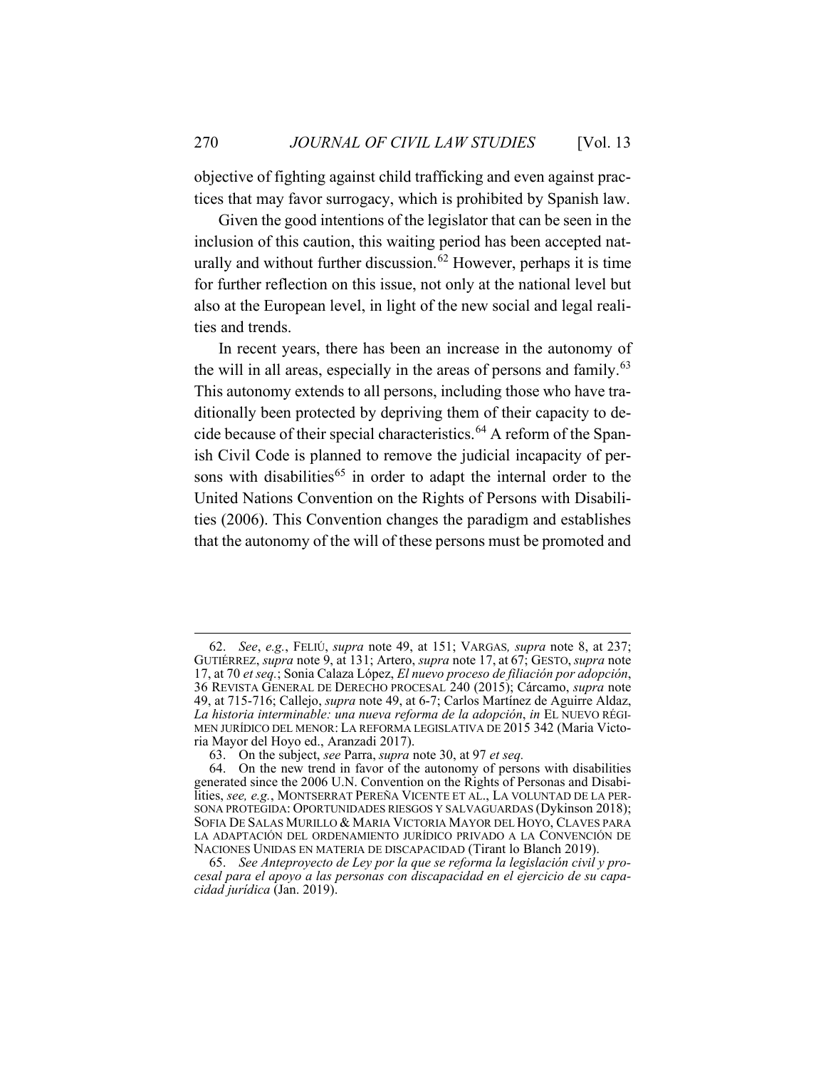objective of fighting against child trafficking and even against practices that may favor surrogacy, which is prohibited by Spanish law.

Given the good intentions of the legislator that can be seen in the inclusion of this caution, this waiting period has been accepted naturally and without further discussion.[62] However, perhaps it is time for further reflection on this issue, not only at the national level but also at the European level, in light of the new social and legal realities and trends.

In recent years, there has been an increase in the autonomy of the will in all areas, especially in the areas of persons and family.[63] This autonomy extends to all persons, including those who have traditionally been protected by depriving them of their capacity to decide because of their special characteristics.[64] A reform of the Spanish Civil Code is planned to remove the judicial incapacity of persons with disabilities[65] in order to adapt the internal order to the United Nations Convention on the Rights of Persons with Disabilities (2006). This Convention changes the paradigm and establishes that the autonomy of the will of these persons must be promoted and

---

62. *See*, *e.g.*, FELIÚ, *supra* note 49, at 151; VARGAS*, supra* note 8, at 237; GUTIÉRREZ, *supra* note 9, at 131; Artero, *supra* note 17, at 67; GESTO, *supra* note 17, at 70 *et seq.*; Sonia Calaza López, *El nuevo proceso de filiación por adopción*, 36 REVISTA GENERAL DE DERECHO PROCESAL 240 (2015); Cárcamo, *supra* note 49, at 715-716; Callejo, *supra* note 49, at 6-7; Carlos Martínez de Aguirre Aldaz, *La historia interminable: una nueva reforma de la adopción*, *in* EL NUEVO RÉGIMEN JURÍDICO DEL MENOR: LA REFORMA LEGISLATIVA DE 2015 342 (Maria Victoria Mayor del Hoyo ed., Aranzadi 2017).

63. On the subject, *see* Parra, *supra* note 30, at 97 *et seq.*

64. On the new trend in favor of the autonomy of persons with disabilities generated since the 2006 U.N. Convention on the Rights of Personas and Disabilities, *see, e.g.*, MONTSERRAT PEREÑA VICENTE ET AL., LA VOLUNTAD DE LA PERSONA PROTEGIDA: OPORTUNIDADES RIESGOS Y SALVAGUARDAS (Dykinson 2018); SOFIA DE SALAS MURILLO & MARIA VICTORIA MAYOR DEL HOYO, CLAVES PARA LA ADAPTACIÓN DEL ORDENAMIENTO JURÍDICO PRIVADO A LA CONVENCIÓN DE NACIONES UNIDAS EN MATERIA DE DISCAPACIDAD (Tirant lo Blanch 2019).

65. *See Anteproyecto de Ley por la que se reforma la legislación civil y procesal para el apoyo a las personas con discapacidad en el ejercicio de su capacidad jurídica* (Jan. 2019).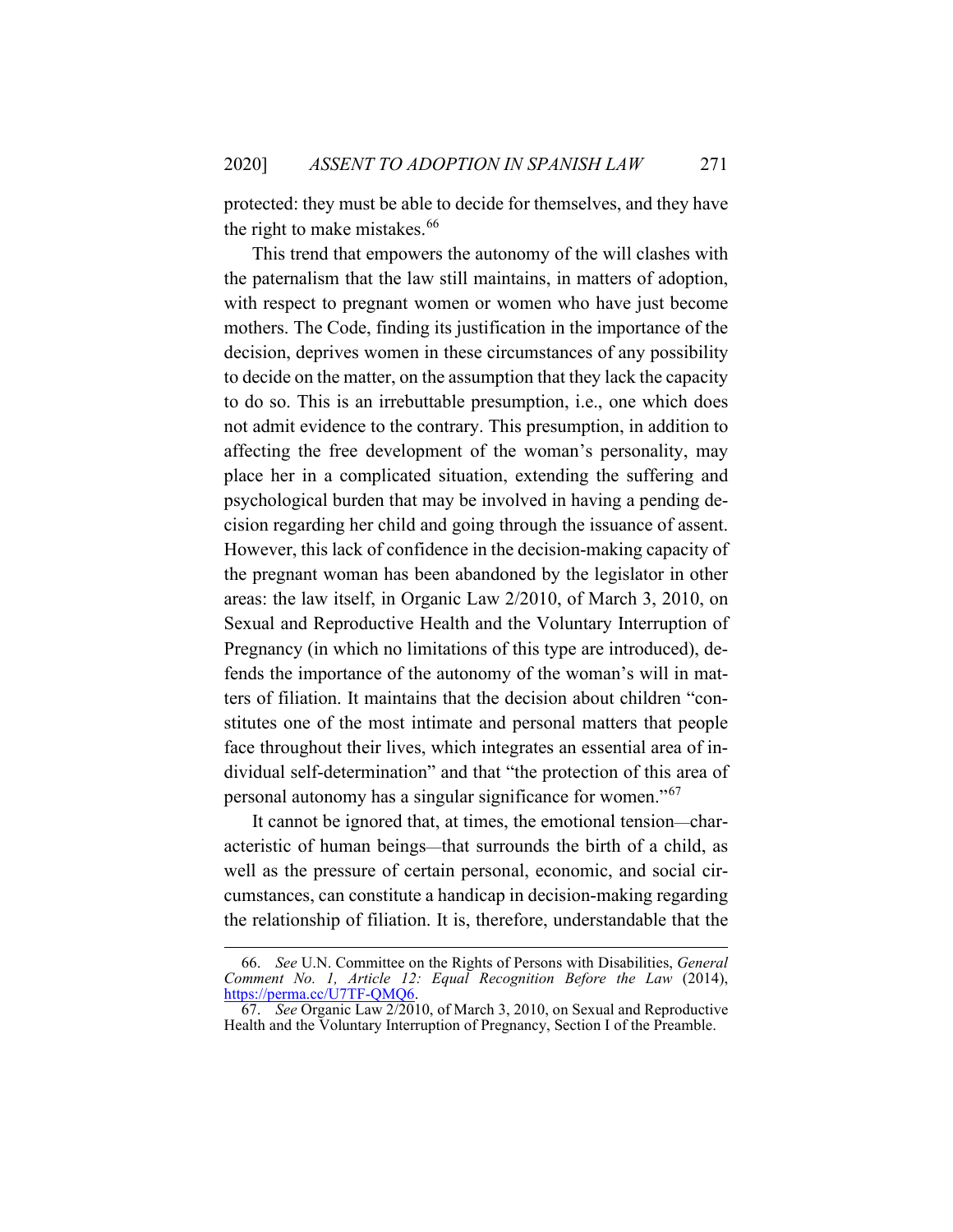protected: they must be able to decide for themselves, and they have the right to make mistakes.[66]

This trend that empowers the autonomy of the will clashes with the paternalism that the law still maintains, in matters of adoption, with respect to pregnant women or women who have just become mothers. The Code, finding its justification in the importance of the decision, deprives women in these circumstances of any possibility to decide on the matter, on the assumption that they lack the capacity to do so. This is an irrebuttable presumption, i.e., one which does not admit evidence to the contrary. This presumption, in addition to affecting the free development of the woman's personality, may place her in a complicated situation, extending the suffering and psychological burden that may be involved in having a pending decision regarding her child and going through the issuance of assent. However, this lack of confidence in the decision-making capacity of the pregnant woman has been abandoned by the legislator in other areas: the law itself, in Organic Law 2/2010, of March 3, 2010, on Sexual and Reproductive Health and the Voluntary Interruption of Pregnancy (in which no limitations of this type are introduced), defends the importance of the autonomy of the woman's will in matters of filiation. It maintains that the decision about children "constitutes one of the most intimate and personal matters that people face throughout their lives, which integrates an essential area of individual self-determination" and that "the protection of this area of personal autonomy has a singular significance for women."[67]

It cannot be ignored that, at times, the emotional tension—characteristic of human beings—that surrounds the birth of a child, as well as the pressure of certain personal, economic, and social circumstances, can constitute a handicap in decision-making regarding the relationship of filiation. It is, therefore, understandable that the

---

66. *See* U.N. Committee on the Rights of Persons with Disabilities, *General Comment No. 1, Article 12: Equal Recognition Before the Law* (2014), https://perma.cc/U7TF-QMQ6.

67. *See* Organic Law 2/2010, of March 3, 2010, on Sexual and Reproductive Health and the Voluntary Interruption of Pregnancy, Section I of the Preamble.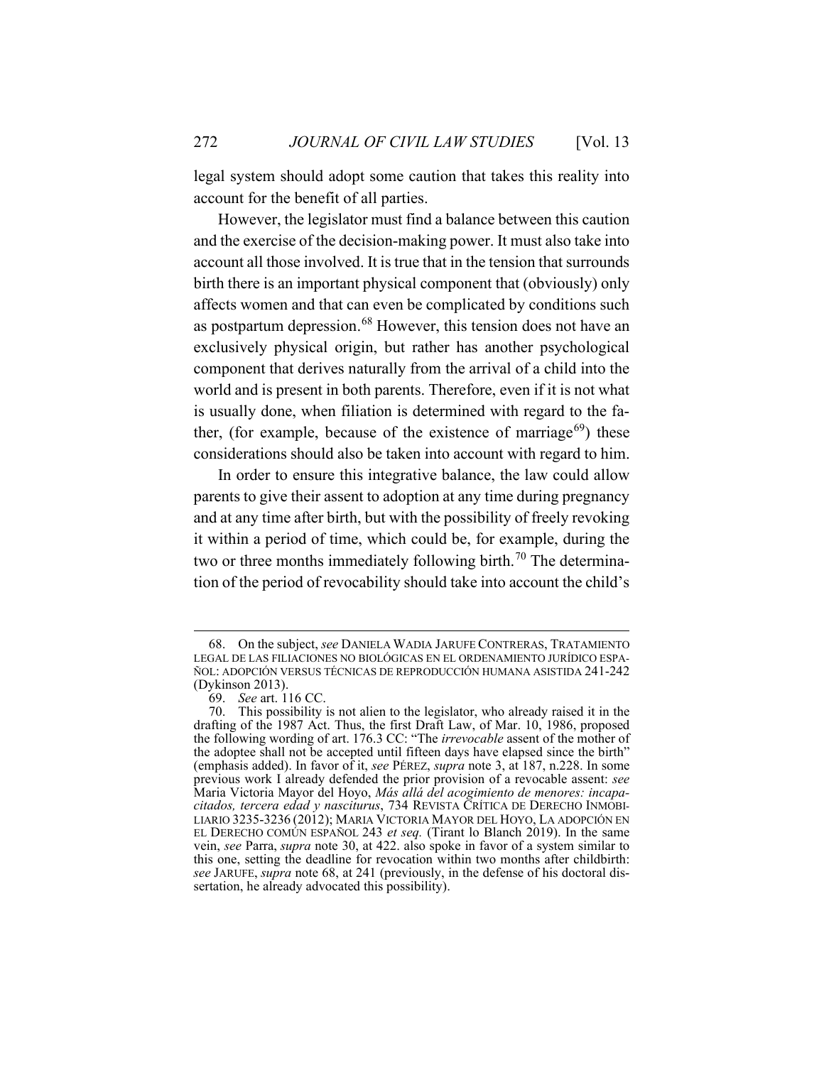legal system should adopt some caution that takes this reality into account for the benefit of all parties.

However, the legislator must find a balance between this caution and the exercise of the decision-making power. It must also take into account all those involved. It is true that in the tension that surrounds birth there is an important physical component that (obviously) only affects women and that can even be complicated by conditions such as postpartum depression.[68] However, this tension does not have an exclusively physical origin, but rather has another psychological component that derives naturally from the arrival of a child into the world and is present in both parents. Therefore, even if it is not what is usually done, when filiation is determined with regard to the father, (for example, because of the existence of marriage[69]) these considerations should also be taken into account with regard to him.

In order to ensure this integrative balance, the law could allow parents to give their assent to adoption at any time during pregnancy and at any time after birth, but with the possibility of freely revoking it within a period of time, which could be, for example, during the two or three months immediately following birth.[70] The determination of the period of revocability should take into account the child's

---

68. On the subject, *see* DANIELA WADIA JARUFE CONTRERAS, TRATAMIENTO LEGAL DE LAS FILIACIONES NO BIOLÓGICAS EN EL ORDENAMIENTO JURÍDICO ESPAÑOL: ADOPCIÓN VERSUS TÉCNICAS DE REPRODUCCIÓN HUMANA ASISTIDA 241-242 (Dykinson 2013).

69. *See* art. 116 CC.

70. This possibility is not alien to the legislator, who already raised it in the drafting of the 1987 Act. Thus, the first Draft Law, of Mar. 10, 1986, proposed the following wording of art. 176.3 CC: "The *irrevocable* assent of the mother of the adoptee shall not be accepted until fifteen days have elapsed since the birth" (emphasis added). In favor of it, *see* PÉREZ, *supra* note 3, at 187, n.228. In some previous work I already defended the prior provision of a revocable assent: *see* Maria Victoria Mayor del Hoyo, *Más allá del acogimiento de menores: incapacitados, tercera edad y nasciturus*, 734 REVISTA CRÍTICA DE DERECHO INMOBILIARIO 3235-3236 (2012); MARIA VICTORIA MAYOR DEL HOYO, LA ADOPCIÓN EN EL DERECHO COMÚN ESPAÑOL 243 *et seq.* (Tirant lo Blanch 2019). In the same vein, *see* Parra, *supra* note 30, at 422. also spoke in favor of a system similar to this one, setting the deadline for revocation within two months after childbirth: *see* JARUFE, *supra* note 68, at 241 (previously, in the defense of his doctoral dissertation, he already advocated this possibility).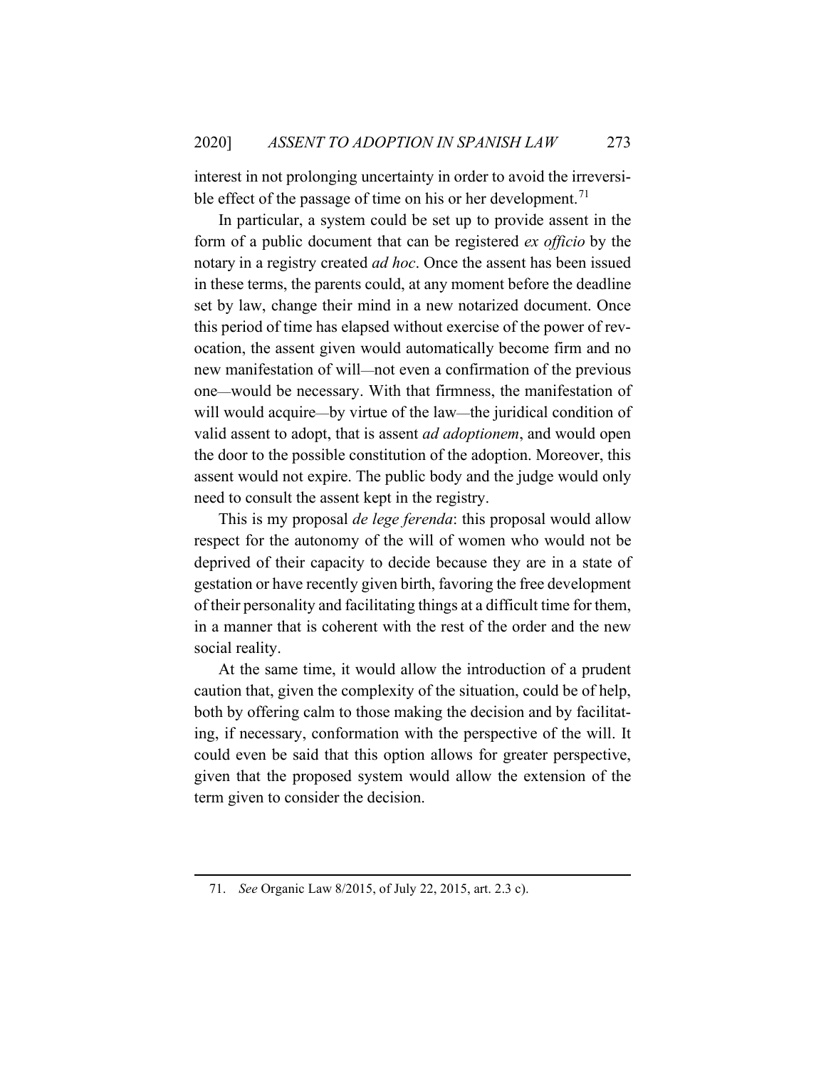interest in not prolonging uncertainty in order to avoid the irreversible effect of the passage of time on his or her development.[71]

In particular, a system could be set up to provide assent in the form of a public document that can be registered *ex officio* by the notary in a registry created *ad hoc*. Once the assent has been issued in these terms, the parents could, at any moment before the deadline set by law, change their mind in a new notarized document. Once this period of time has elapsed without exercise of the power of revocation, the assent given would automatically become firm and no new manifestation of will—not even a confirmation of the previous one—would be necessary. With that firmness, the manifestation of will would acquire—by virtue of the law—the juridical condition of valid assent to adopt, that is assent *ad adoptionem*, and would open the door to the possible constitution of the adoption. Moreover, this assent would not expire. The public body and the judge would only need to consult the assent kept in the registry.

This is my proposal *de lege ferenda*: this proposal would allow respect for the autonomy of the will of women who would not be deprived of their capacity to decide because they are in a state of gestation or have recently given birth, favoring the free development of their personality and facilitating things at a difficult time for them, in a manner that is coherent with the rest of the order and the new social reality.

At the same time, it would allow the introduction of a prudent caution that, given the complexity of the situation, could be of help, both by offering calm to those making the decision and by facilitating, if necessary, conformation with the perspective of the will. It could even be said that this option allows for greater perspective, given that the proposed system would allow the extension of the term given to consider the decision.

71. *See* Organic Law 8/2015, of July 22, 2015, art. 2.3 c).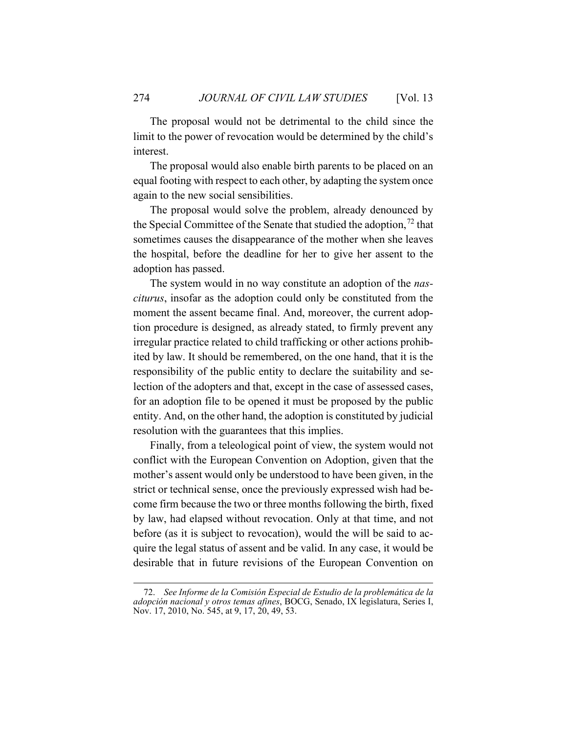The proposal would not be detrimental to the child since the limit to the power of revocation would be determined by the child's interest.

The proposal would also enable birth parents to be placed on an equal footing with respect to each other, by adapting the system once again to the new social sensibilities.

The proposal would solve the problem, already denounced by the Special Committee of the Senate that studied the adoption,[72] that sometimes causes the disappearance of the mother when she leaves the hospital, before the deadline for her to give her assent to the adoption has passed.

The system would in no way constitute an adoption of the *nasciturus*, insofar as the adoption could only be constituted from the moment the assent became final. And, moreover, the current adoption procedure is designed, as already stated, to firmly prevent any irregular practice related to child trafficking or other actions prohibited by law. It should be remembered, on the one hand, that it is the responsibility of the public entity to declare the suitability and selection of the adopters and that, except in the case of assessed cases, for an adoption file to be opened it must be proposed by the public entity. And, on the other hand, the adoption is constituted by judicial resolution with the guarantees that this implies.

Finally, from a teleological point of view, the system would not conflict with the European Convention on Adoption, given that the mother's assent would only be understood to have been given, in the strict or technical sense, once the previously expressed wish had become firm because the two or three months following the birth, fixed by law, had elapsed without revocation. Only at that time, and not before (as it is subject to revocation), would the will be said to acquire the legal status of assent and be valid. In any case, it would be desirable that in future revisions of the European Convention on

---

72. *See Informe de la Comisión Especial de Estudio de la problemática de la adopción nacional y otros temas afines*, BOCG, Senado, IX legislatura, Series I, Nov. 17, 2010, No. 545, at 9, 17, 20, 49, 53.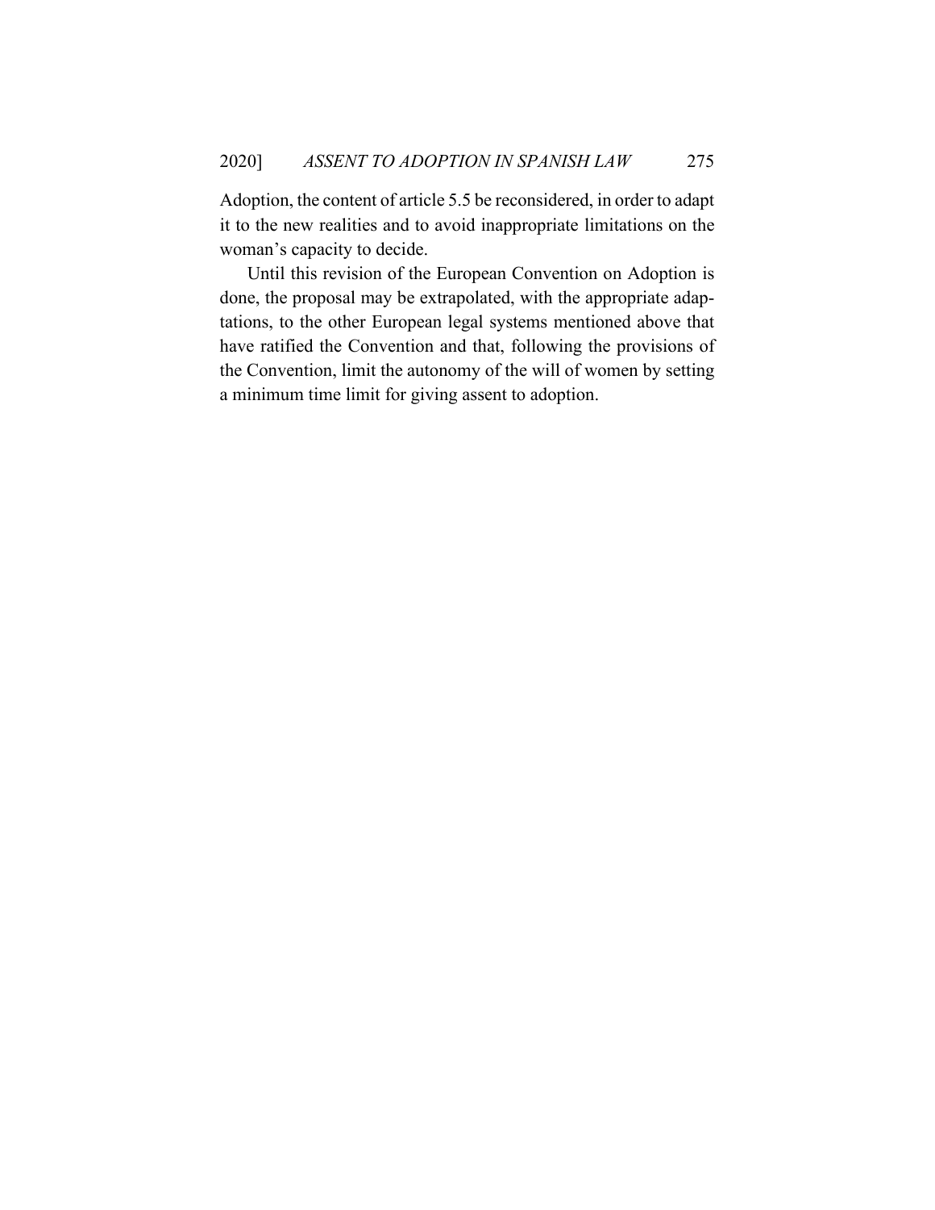Adoption, the content of article 5.5 be reconsidered, in order to adapt it to the new realities and to avoid inappropriate limitations on the woman's capacity to decide.

Until this revision of the European Convention on Adoption is done, the proposal may be extrapolated, with the appropriate adaptations, to the other European legal systems mentioned above that have ratified the Convention and that, following the provisions of the Convention, limit the autonomy of the will of women by setting a minimum time limit for giving assent to adoption.